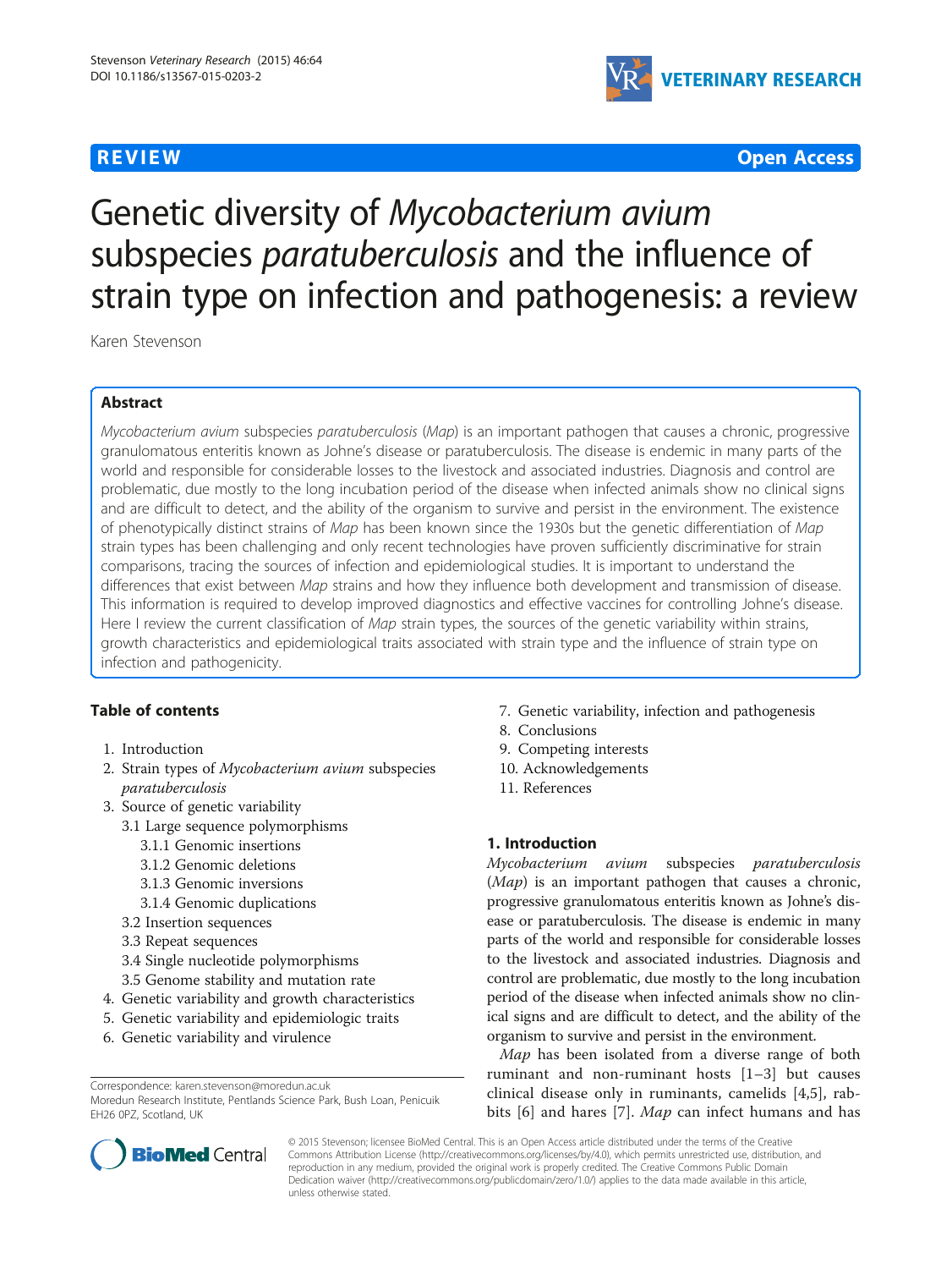**REVIEW** **Open Access**

# Genetic diversity of *Mycobacterium avium* subspecies *paratuberculosis* and the influence of strain type on infection and pathogenesis: a review

Karen Stevenson

## Abstract

*Mycobacterium avium* subspecies *paratuberculosis* (*Map*) is an important pathogen that causes a chronic, progressive granulomatous enteritis known as Johne's disease or paratuberculosis. The disease is endemic in many parts of the world and responsible for considerable losses to the livestock and associated industries. Diagnosis and control are problematic, due mostly to the long incubation period of the disease when infected animals show no clinical signs and are difficult to detect, and the ability of the organism to survive and persist in the environment. The existence of phenotypically distinct strains of *Map* has been known since the 1930s but the genetic differentiation of *Map* strain types has been challenging and only recent technologies have proven sufficiently discriminative for strain comparisons, tracing the sources of infection and epidemiological studies. It is important to understand the differences that exist between *Map* strains and how they influence both development and transmission of disease. This information is required to develop improved diagnostics and effective vaccines for controlling Johne's disease. Here I review the current classification of *Map* strain types, the sources of the genetic variability within strains, growth characteristics and epidemiological traits associated with strain type and the influence of strain type on infection and pathogenicity.

## Table of contents

1. Introduction
2. Strain types of *Mycobacterium avium* subspecies *paratuberculosis*
3. Source of genetic variability
   - 3.1 Large sequence polymorphisms
     - 3.1.1 Genomic insertions
     - 3.1.2 Genomic deletions
     - 3.1.3 Genomic inversions
     - 3.1.4 Genomic duplications
   - 3.2 Insertion sequences
   - 3.3 Repeat sequences
   - 3.4 Single nucleotide polymorphisms
   - 3.5 Genome stability and mutation rate
4. Genetic variability and growth characteristics
5. Genetic variability and epidemiologic traits
6. Genetic variability and virulence
7. Genetic variability, infection and pathogenesis
8. Conclusions
9. Competing interests
10. Acknowledgements
11. References

Correspondence: karen.stevenson@moredun.ac.uk
Moredun Research Institute, Pentlands Science Park, Bush Loan, Penicuik EH26 0PZ, Scotland, UK

## 1. Introduction

*Mycobacterium avium* subspecies *paratuberculosis* (*Map*) is an important pathogen that causes a chronic, progressive granulomatous enteritis known as Johne's disease or paratuberculosis. The disease is endemic in many parts of the world and responsible for considerable losses to the livestock and associated industries. Diagnosis and control are problematic, due mostly to the long incubation period of the disease when infected animals show no clinical signs and are difficult to detect, and the ability of the organism to survive and persist in the environment.

*Map* has been isolated from a diverse range of both ruminant and non-ruminant hosts [1–3] but causes clinical disease only in ruminants, camelids [4,5], rabbits [6] and hares [7]. *Map* can infect humans and has

© 2015 Stevenson; licensee BioMed Central. This is an Open Access article distributed under the terms of the Creative Commons Attribution License (http://creativecommons.org/licenses/by/4.0), which permits unrestricted use, distribution, and reproduction in any medium, provided the original work is properly credited. The Creative Commons Public Domain Dedication waiver (http://creativecommons.org/publicdomain/zero/1.0/) applies to the data made available in this article, unless otherwise stated.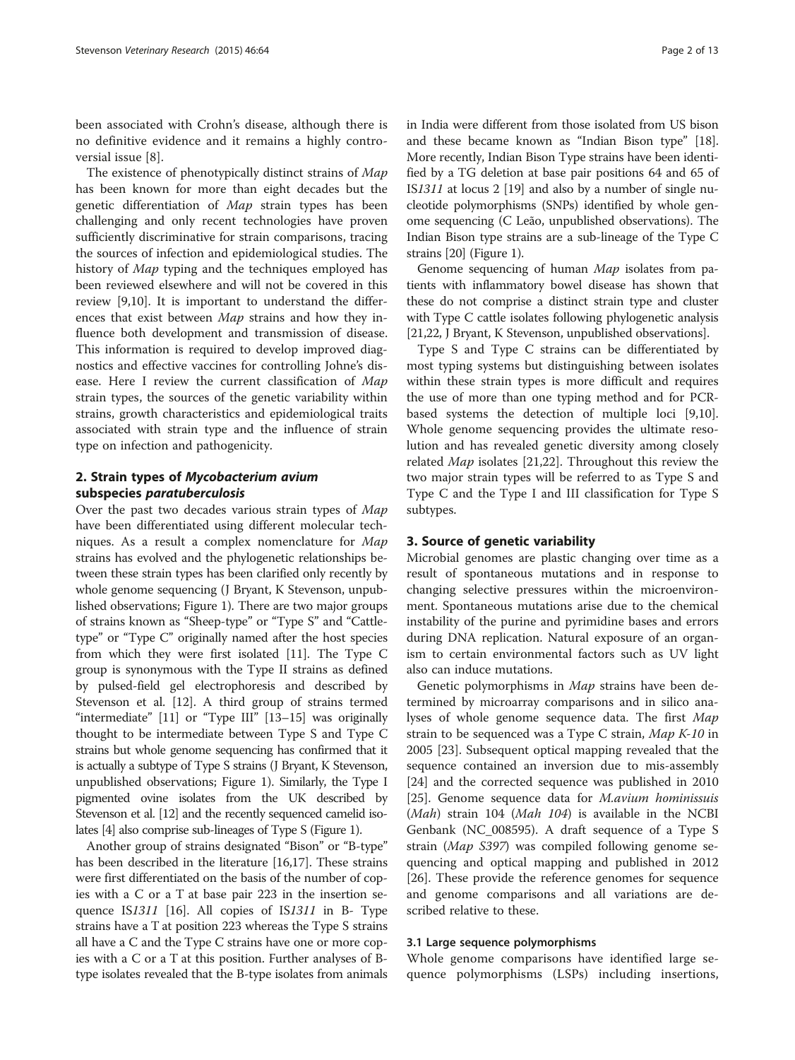been associated with Crohn's disease, although there is no definitive evidence and it remains a highly controversial issue [8].

The existence of phenotypically distinct strains of *Map* has been known for more than eight decades but the genetic differentiation of *Map* strain types has been challenging and only recent technologies have proven sufficiently discriminative for strain comparisons, tracing the sources of infection and epidemiological studies. The history of *Map* typing and the techniques employed has been reviewed elsewhere and will not be covered in this review [9,10]. It is important to understand the differences that exist between *Map* strains and how they influence both development and transmission of disease. This information is required to develop improved diagnostics and effective vaccines for controlling Johne's disease. Here I review the current classification of *Map* strain types, the sources of the genetic variability within strains, growth characteristics and epidemiological traits associated with strain type and the influence of strain type on infection and pathogenicity.

## 2. Strain types of *Mycobacterium avium* subspecies *paratuberculosis*

Over the past two decades various strain types of *Map* have been differentiated using different molecular techniques. As a result a complex nomenclature for *Map* strains has evolved and the phylogenetic relationships between these strain types has been clarified only recently by whole genome sequencing (J Bryant, K Stevenson, unpublished observations; Figure 1). There are two major groups of strains known as "Sheep-type" or "Type S" and "Cattle-type" or "Type C" originally named after the host species from which they were first isolated [11]. The Type C group is synonymous with the Type II strains as defined by pulsed-field gel electrophoresis and described by Stevenson et al. [12]. A third group of strains termed "intermediate" [11] or "Type III" [13–15] was originally thought to be intermediate between Type S and Type C strains but whole genome sequencing has confirmed that it is actually a subtype of Type S strains (J Bryant, K Stevenson, unpublished observations; Figure 1). Similarly, the Type I pigmented ovine isolates from the UK described by Stevenson et al. [12] and the recently sequenced camelid isolates [4] also comprise sub-lineages of Type S (Figure 1).

Another group of strains designated "Bison" or "B-type" has been described in the literature [16,17]. These strains were first differentiated on the basis of the number of copies with a C or a T at base pair 223 in the insertion sequence IS*1311* [16]. All copies of IS*1311* in B- Type strains have a T at position 223 whereas the Type S strains all have a C and the Type C strains have one or more copies with a C or a T at this position. Further analyses of B-type isolates revealed that the B-type isolates from animals in India were different from those isolated from US bison and these became known as "Indian Bison type" [18]. More recently, Indian Bison Type strains have been identified by a TG deletion at base pair positions 64 and 65 of IS*1311* at locus 2 [19] and also by a number of single nucleotide polymorphisms (SNPs) identified by whole genome sequencing (C Leão, unpublished observations). The Indian Bison type strains are a sub-lineage of the Type C strains [20] (Figure 1).

Genome sequencing of human *Map* isolates from patients with inflammatory bowel disease has shown that these do not comprise a distinct strain type and cluster with Type C cattle isolates following phylogenetic analysis [21,22, J Bryant, K Stevenson, unpublished observations].

Type S and Type C strains can be differentiated by most typing systems but distinguishing between isolates within these strain types is more difficult and requires the use of more than one typing method and for PCR-based systems the detection of multiple loci [9,10]. Whole genome sequencing provides the ultimate resolution and has revealed genetic diversity among closely related *Map* isolates [21,22]. Throughout this review the two major strain types will be referred to as Type S and Type C and the Type I and III classification for Type S subtypes.

## 3. Source of genetic variability

Microbial genomes are plastic changing over time as a result of spontaneous mutations and in response to changing selective pressures within the microenvironment. Spontaneous mutations arise due to the chemical instability of the purine and pyrimidine bases and errors during DNA replication. Natural exposure of an organism to certain environmental factors such as UV light also can induce mutations.

Genetic polymorphisms in *Map* strains have been determined by microarray comparisons and in silico analyses of whole genome sequence data. The first *Map* strain to be sequenced was a Type C strain, *Map K-10* in 2005 [23]. Subsequent optical mapping revealed that the sequence contained an inversion due to mis-assembly [24] and the corrected sequence was published in 2010 [25]. Genome sequence data for *M.avium hominissuis* (*Mah*) strain 104 (*Mah 104*) is available in the NCBI Genbank (NC_008595). A draft sequence of a Type S strain (*Map S397*) was compiled following genome sequencing and optical mapping and published in 2012 [26]. These provide the reference genomes for sequence and genome comparisons and all variations are described relative to these.

### 3.1 Large sequence polymorphisms

Whole genome comparisons have identified large sequence polymorphisms (LSPs) including insertions,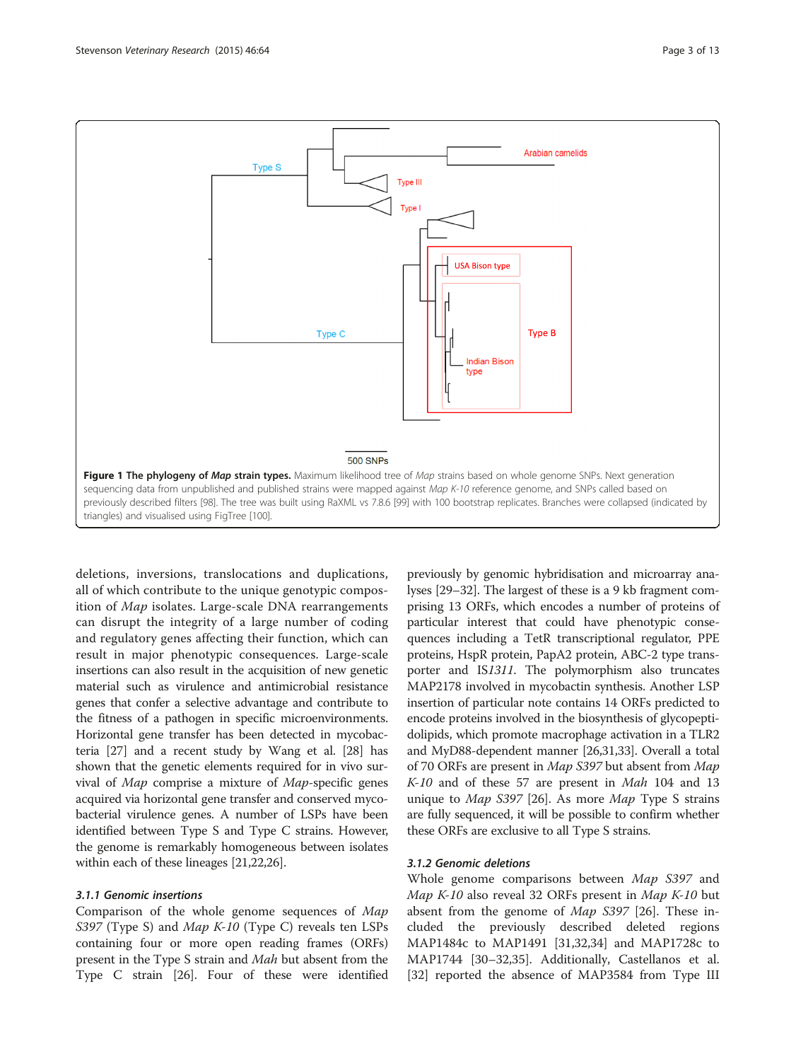**Figure 1 The phylogeny of *Map* strain types.** Maximum likelihood tree of *Map* strains based on whole genome SNPs. Next generation sequencing data from unpublished and published strains were mapped against *Map K-10* reference genome, and SNPs called based on previously described filters [98]. The tree was built using RaXML vs 7.8.6 [99] with 100 bootstrap replicates. Branches were collapsed (indicated by triangles) and visualised using FigTree [100].

deletions, inversions, translocations and duplications, all of which contribute to the unique genotypic composition of *Map* isolates. Large-scale DNA rearrangements can disrupt the integrity of a large number of coding and regulatory genes affecting their function, which can result in major phenotypic consequences. Large-scale insertions can also result in the acquisition of new genetic material such as virulence and antimicrobial resistance genes that confer a selective advantage and contribute to the fitness of a pathogen in specific microenvironments. Horizontal gene transfer has been detected in mycobacteria [27] and a recent study by Wang et al. [28] has shown that the genetic elements required for in vivo survival of *Map* comprise a mixture of *Map*-specific genes acquired via horizontal gene transfer and conserved mycobacterial virulence genes. A number of LSPs have been identified between Type S and Type C strains. However, the genome is remarkably homogeneous between isolates within each of these lineages [21,22,26].

### 3.1.1 Genomic insertions

Comparison of the whole genome sequences of *Map S397* (Type S) and *Map K-10* (Type C) reveals ten LSPs containing four or more open reading frames (ORFs) present in the Type S strain and *Mah* but absent from the Type C strain [26]. Four of these were identified previously by genomic hybridisation and microarray analyses [29–32]. The largest of these is a 9 kb fragment comprising 13 ORFs, which encodes a number of proteins of particular interest that could have phenotypic consequences including a TetR transcriptional regulator, PPE proteins, HspR protein, PapA2 protein, ABC-2 type transporter and IS*1311*. The polymorphism also truncates MAP2178 involved in mycobactin synthesis. Another LSP insertion of particular note contains 14 ORFs predicted to encode proteins involved in the biosynthesis of glycopeptidolipids, which promote macrophage activation in a TLR2 and MyD88-dependent manner [26,31,33]. Overall a total of 70 ORFs are present in *Map S397* but absent from *Map K-10* and of these 57 are present in *Mah* 104 and 13 unique to *Map S397* [26]. As more *Map* Type S strains are fully sequenced, it will be possible to confirm whether these ORFs are exclusive to all Type S strains.

### 3.1.2 Genomic deletions

Whole genome comparisons between *Map S397* and *Map K-10* also reveal 32 ORFs present in *Map K-10* but absent from the genome of *Map S397* [26]. These included the previously described deleted regions MAP1484c to MAP1491 [31,32,34] and MAP1728c to MAP1744 [30–32,35]. Additionally, Castellanos et al. [32] reported the absence of MAP3584 from Type III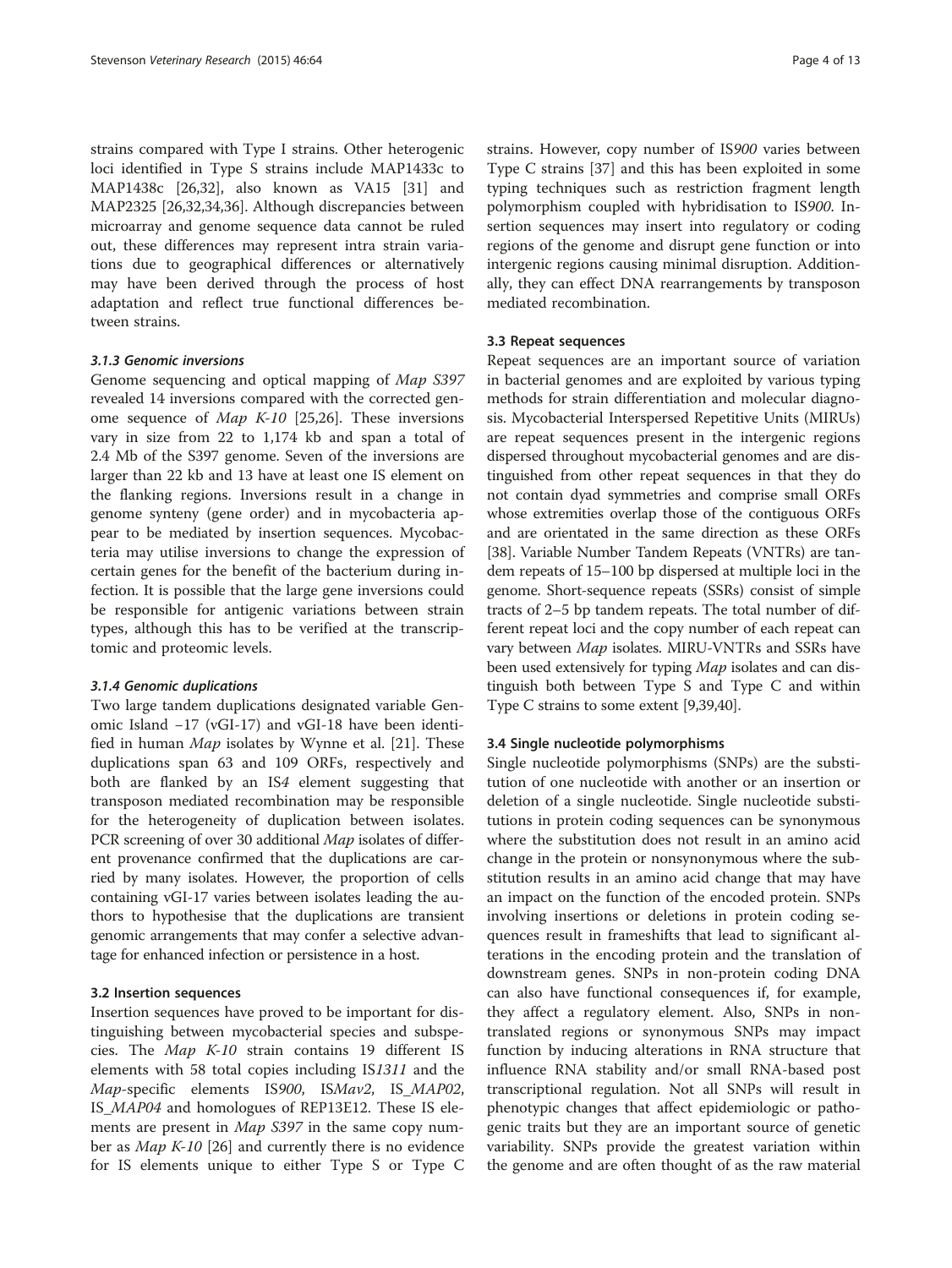strains compared with Type I strains. Other heterogenic loci identified in Type S strains include MAP1433c to MAP1438c [26,32], also known as VA15 [31] and MAP2325 [26,32,34,36]. Although discrepancies between microarray and genome sequence data cannot be ruled out, these differences may represent intra strain variations due to geographical differences or alternatively may have been derived through the process of host adaptation and reflect true functional differences between strains.

#### 3.1.3 Genomic inversions

Genome sequencing and optical mapping of *Map S397* revealed 14 inversions compared with the corrected genome sequence of *Map K-10* [25,26]. These inversions vary in size from 22 to 1,174 kb and span a total of 2.4 Mb of the S397 genome. Seven of the inversions are larger than 22 kb and 13 have at least one IS element on the flanking regions. Inversions result in a change in genome synteny (gene order) and in mycobacteria appear to be mediated by insertion sequences. Mycobacteria may utilise inversions to change the expression of certain genes for the benefit of the bacterium during infection. It is possible that the large gene inversions could be responsible for antigenic variations between strain types, although this has to be verified at the transcriptomic and proteomic levels.

#### 3.1.4 Genomic duplications

Two large tandem duplications designated variable Genomic Island −17 (vGI-17) and vGI-18 have been identified in human *Map* isolates by Wynne et al. [21]. These duplications span 63 and 109 ORFs, respectively and both are flanked by an IS*4* element suggesting that transposon mediated recombination may be responsible for the heterogeneity of duplication between isolates. PCR screening of over 30 additional *Map* isolates of different provenance confirmed that the duplications are carried by many isolates. However, the proportion of cells containing vGI-17 varies between isolates leading the authors to hypothesise that the duplications are transient genomic arrangements that may confer a selective advantage for enhanced infection or persistence in a host.

### 3.2 Insertion sequences

Insertion sequences have proved to be important for distinguishing between mycobacterial species and subspecies. The *Map K-10* strain contains 19 different IS elements with 58 total copies including IS*1311* and the *Map*-specific elements IS*900*, IS*Mav2*, IS_*MAP02*, IS_*MAP04* and homologues of REP13E12. These IS elements are present in *Map S397* in the same copy number as *Map K-10* [26] and currently there is no evidence for IS elements unique to either Type S or Type C strains. However, copy number of IS*900* varies between Type C strains [37] and this has been exploited in some typing techniques such as restriction fragment length polymorphism coupled with hybridisation to IS*900*. Insertion sequences may insert into regulatory or coding regions of the genome and disrupt gene function or into intergenic regions causing minimal disruption. Additionally, they can effect DNA rearrangements by transposon mediated recombination.

### 3.3 Repeat sequences

Repeat sequences are an important source of variation in bacterial genomes and are exploited by various typing methods for strain differentiation and molecular diagnosis. Mycobacterial Interspersed Repetitive Units (MIRUs) are repeat sequences present in the intergenic regions dispersed throughout mycobacterial genomes and are distinguished from other repeat sequences in that they do not contain dyad symmetries and comprise small ORFs whose extremities overlap those of the contiguous ORFs and are orientated in the same direction as these ORFs [38]. Variable Number Tandem Repeats (VNTRs) are tandem repeats of 15–100 bp dispersed at multiple loci in the genome. Short-sequence repeats (SSRs) consist of simple tracts of 2–5 bp tandem repeats. The total number of different repeat loci and the copy number of each repeat can vary between *Map* isolates. MIRU-VNTRs and SSRs have been used extensively for typing *Map* isolates and can distinguish both between Type S and Type C and within Type C strains to some extent [9,39,40].

### 3.4 Single nucleotide polymorphisms

Single nucleotide polymorphisms (SNPs) are the substitution of one nucleotide with another or an insertion or deletion of a single nucleotide. Single nucleotide substitutions in protein coding sequences can be synonymous where the substitution does not result in an amino acid change in the protein or nonsynonymous where the substitution results in an amino acid change that may have an impact on the function of the encoded protein. SNPs involving insertions or deletions in protein coding sequences result in frameshifts that lead to significant alterations in the encoding protein and the translation of downstream genes. SNPs in non-protein coding DNA can also have functional consequences if, for example, they affect a regulatory element. Also, SNPs in non-translated regions or synonymous SNPs may impact function by inducing alterations in RNA structure that influence RNA stability and/or small RNA-based post transcriptional regulation. Not all SNPs will result in phenotypic changes that affect epidemiologic or pathogenic traits but they are an important source of genetic variability. SNPs provide the greatest variation within the genome and are often thought of as the raw material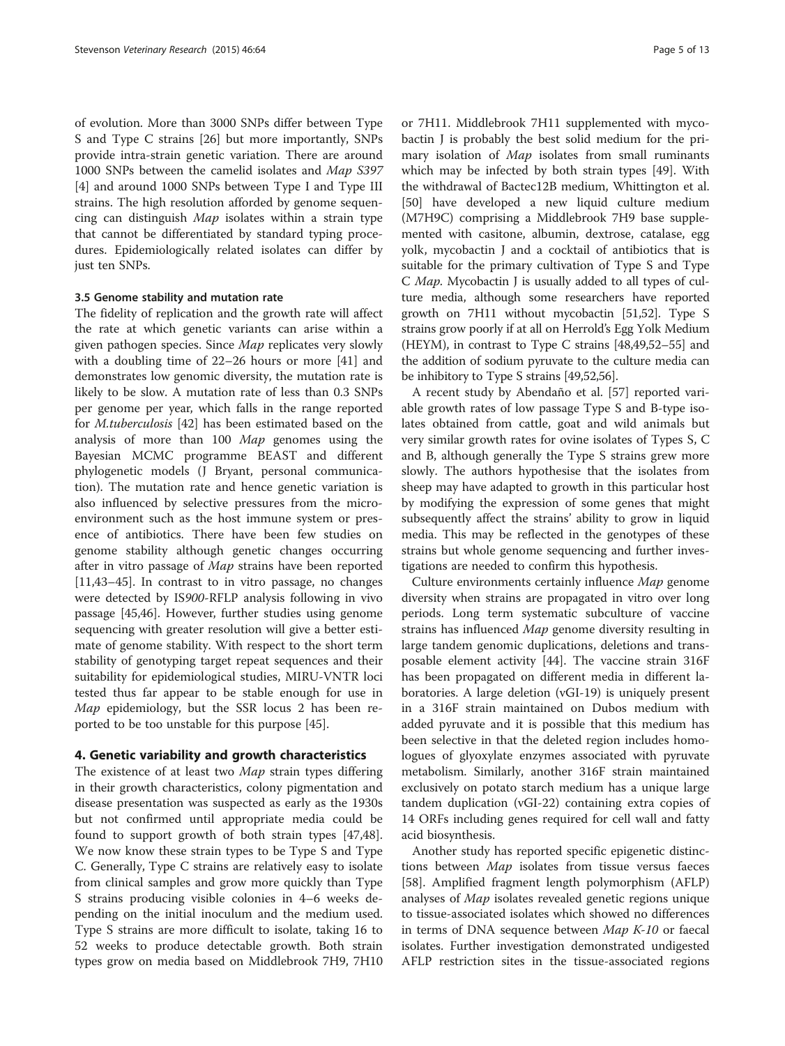of evolution. More than 3000 SNPs differ between Type S and Type C strains [26] but more importantly, SNPs provide intra-strain genetic variation. There are around 1000 SNPs between the camelid isolates and *Map S397* [4] and around 1000 SNPs between Type I and Type III strains. The high resolution afforded by genome sequencing can distinguish *Map* isolates within a strain type that cannot be differentiated by standard typing procedures. Epidemiologically related isolates can differ by just ten SNPs.

### 3.5 Genome stability and mutation rate

The fidelity of replication and the growth rate will affect the rate at which genetic variants can arise within a given pathogen species. Since *Map* replicates very slowly with a doubling time of 22–26 hours or more [41] and demonstrates low genomic diversity, the mutation rate is likely to be slow. A mutation rate of less than 0.3 SNPs per genome per year, which falls in the range reported for *M.tuberculosis* [42] has been estimated based on the analysis of more than 100 *Map* genomes using the Bayesian MCMC programme BEAST and different phylogenetic models (J Bryant, personal communication). The mutation rate and hence genetic variation is also influenced by selective pressures from the microenvironment such as the host immune system or presence of antibiotics. There have been few studies on genome stability although genetic changes occurring after in vitro passage of *Map* strains have been reported [11,43–45]. In contrast to in vitro passage, no changes were detected by IS*900*-RFLP analysis following in vivo passage [45,46]. However, further studies using genome sequencing with greater resolution will give a better estimate of genome stability. With respect to the short term stability of genotyping target repeat sequences and their suitability for epidemiological studies, MIRU-VNTR loci tested thus far appear to be stable enough for use in *Map* epidemiology, but the SSR locus 2 has been reported to be too unstable for this purpose [45].

## 4. Genetic variability and growth characteristics

The existence of at least two *Map* strain types differing in their growth characteristics, colony pigmentation and disease presentation was suspected as early as the 1930s but not confirmed until appropriate media could be found to support growth of both strain types [47,48]. We now know these strain types to be Type S and Type C. Generally, Type C strains are relatively easy to isolate from clinical samples and grow more quickly than Type S strains producing visible colonies in 4–6 weeks depending on the initial inoculum and the medium used. Type S strains are more difficult to isolate, taking 16 to 52 weeks to produce detectable growth. Both strain types grow on media based on Middlebrook 7H9, 7H10 or 7H11. Middlebrook 7H11 supplemented with mycobactin J is probably the best solid medium for the primary isolation of *Map* isolates from small ruminants which may be infected by both strain types [49]. With the withdrawal of Bactec12B medium, Whittington et al. [50] have developed a new liquid culture medium (M7H9C) comprising a Middlebrook 7H9 base supplemented with casitone, albumin, dextrose, catalase, egg yolk, mycobactin J and a cocktail of antibiotics that is suitable for the primary cultivation of Type S and Type C *Map*. Mycobactin J is usually added to all types of culture media, although some researchers have reported growth on 7H11 without mycobactin [51,52]. Type S strains grow poorly if at all on Herrold's Egg Yolk Medium (HEYM), in contrast to Type C strains [48,49,52–55] and the addition of sodium pyruvate to the culture media can be inhibitory to Type S strains [49,52,56].

A recent study by Abendaño et al. [57] reported variable growth rates of low passage Type S and B-type isolates obtained from cattle, goat and wild animals but very similar growth rates for ovine isolates of Types S, C and B, although generally the Type S strains grew more slowly. The authors hypothesise that the isolates from sheep may have adapted to growth in this particular host by modifying the expression of some genes that might subsequently affect the strains' ability to grow in liquid media. This may be reflected in the genotypes of these strains but whole genome sequencing and further investigations are needed to confirm this hypothesis.

Culture environments certainly influence *Map* genome diversity when strains are propagated in vitro over long periods. Long term systematic subculture of vaccine strains has influenced *Map* genome diversity resulting in large tandem genomic duplications, deletions and transposable element activity [44]. The vaccine strain 316F has been propagated on different media in different laboratories. A large deletion (vGI-19) is uniquely present in a 316F strain maintained on Dubos medium with added pyruvate and it is possible that this medium has been selective in that the deleted region includes homologues of glyoxylate enzymes associated with pyruvate metabolism. Similarly, another 316F strain maintained exclusively on potato starch medium has a unique large tandem duplication (vGI-22) containing extra copies of 14 ORFs including genes required for cell wall and fatty acid biosynthesis.

Another study has reported specific epigenetic distinctions between *Map* isolates from tissue versus faeces [58]. Amplified fragment length polymorphism (AFLP) analyses of *Map* isolates revealed genetic regions unique to tissue-associated isolates which showed no differences in terms of DNA sequence between *Map K-10* or faecal isolates. Further investigation demonstrated undigested AFLP restriction sites in the tissue-associated regions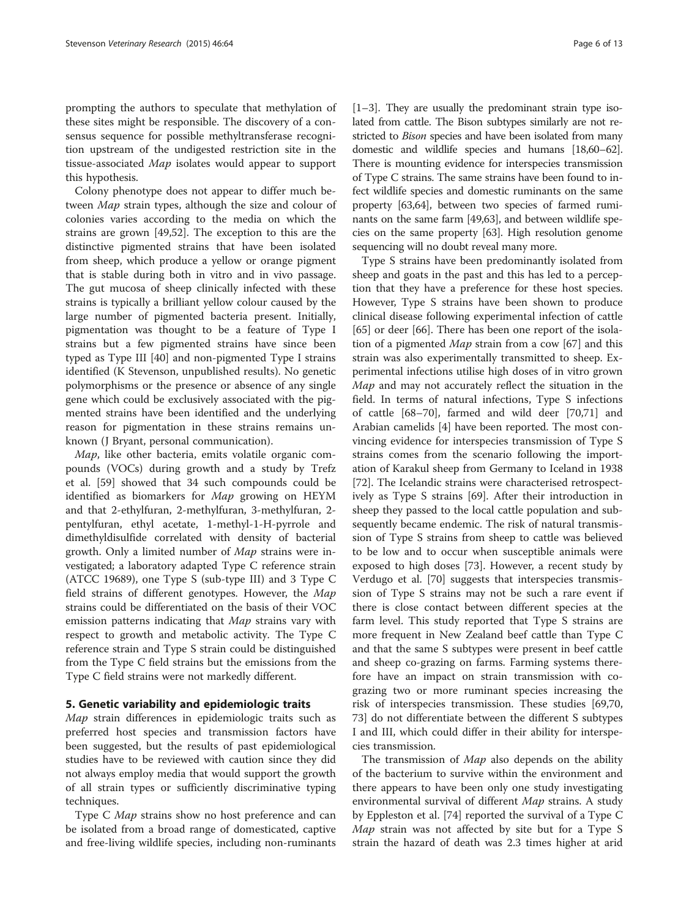prompting the authors to speculate that methylation of these sites might be responsible. The discovery of a consensus sequence for possible methyltransferase recognition upstream of the undigested restriction site in the tissue-associated *Map* isolates would appear to support this hypothesis.

Colony phenotype does not appear to differ much between *Map* strain types, although the size and colour of colonies varies according to the media on which the strains are grown [49,52]. The exception to this are the distinctive pigmented strains that have been isolated from sheep, which produce a yellow or orange pigment that is stable during both in vitro and in vivo passage. The gut mucosa of sheep clinically infected with these strains is typically a brilliant yellow colour caused by the large number of pigmented bacteria present. Initially, pigmentation was thought to be a feature of Type I strains but a few pigmented strains have since been typed as Type III [40] and non-pigmented Type I strains identified (K Stevenson, unpublished results). No genetic polymorphisms or the presence or absence of any single gene which could be exclusively associated with the pigmented strains have been identified and the underlying reason for pigmentation in these strains remains unknown (J Bryant, personal communication).

*Map*, like other bacteria, emits volatile organic compounds (VOCs) during growth and a study by Trefz et al. [59] showed that 34 such compounds could be identified as biomarkers for *Map* growing on HEYM and that 2-ethylfuran, 2-methylfuran, 3-methylfuran, 2-pentylfuran, ethyl acetate, 1-methyl-1-H-pyrrole and dimethyldisulfide correlated with density of bacterial growth. Only a limited number of *Map* strains were investigated; a laboratory adapted Type C reference strain (ATCC 19689), one Type S (sub-type III) and 3 Type C field strains of different genotypes. However, the *Map* strains could be differentiated on the basis of their VOC emission patterns indicating that *Map* strains vary with respect to growth and metabolic activity. The Type C reference strain and Type S strain could be distinguished from the Type C field strains but the emissions from the Type C field strains were not markedly different.

## 5. Genetic variability and epidemiologic traits

*Map* strain differences in epidemiologic traits such as preferred host species and transmission factors have been suggested, but the results of past epidemiological studies have to be reviewed with caution since they did not always employ media that would support the growth of all strain types or sufficiently discriminative typing techniques.

Type C *Map* strains show no host preference and can be isolated from a broad range of domesticated, captive and free-living wildlife species, including non-ruminants [1–3]. They are usually the predominant strain type isolated from cattle. The Bison subtypes similarly are not restricted to *Bison* species and have been isolated from many domestic and wildlife species and humans [18,60–62]. There is mounting evidence for interspecies transmission of Type C strains. The same strains have been found to infect wildlife species and domestic ruminants on the same property [63,64], between two species of farmed ruminants on the same farm [49,63], and between wildlife species on the same property [63]. High resolution genome sequencing will no doubt reveal many more.

Type S strains have been predominantly isolated from sheep and goats in the past and this has led to a perception that they have a preference for these host species. However, Type S strains have been shown to produce clinical disease following experimental infection of cattle [65] or deer [66]. There has been one report of the isolation of a pigmented *Map* strain from a cow [67] and this strain was also experimentally transmitted to sheep. Experimental infections utilise high doses of in vitro grown *Map* and may not accurately reflect the situation in the field. In terms of natural infections, Type S infections of cattle [68–70], farmed and wild deer [70,71] and Arabian camelids [4] have been reported. The most convincing evidence for interspecies transmission of Type S strains comes from the scenario following the importation of Karakul sheep from Germany to Iceland in 1938 [72]. The Icelandic strains were characterised retrospectively as Type S strains [69]. After their introduction in sheep they passed to the local cattle population and subsequently became endemic. The risk of natural transmission of Type S strains from sheep to cattle was believed to be low and to occur when susceptible animals were exposed to high doses [73]. However, a recent study by Verdugo et al. [70] suggests that interspecies transmission of Type S strains may not be such a rare event if there is close contact between different species at the farm level. This study reported that Type S strains are more frequent in New Zealand beef cattle than Type C and that the same S subtypes were present in beef cattle and sheep co-grazing on farms. Farming systems therefore have an impact on strain transmission with co-grazing two or more ruminant species increasing the risk of interspecies transmission. These studies [69,70,73] do not differentiate between the different S subtypes I and III, which could differ in their ability for interspecies transmission.

The transmission of *Map* also depends on the ability of the bacterium to survive within the environment and there appears to have been only one study investigating environmental survival of different *Map* strains. A study by Eppleston et al. [74] reported the survival of a Type C *Map* strain was not affected by site but for a Type S strain the hazard of death was 2.3 times higher at arid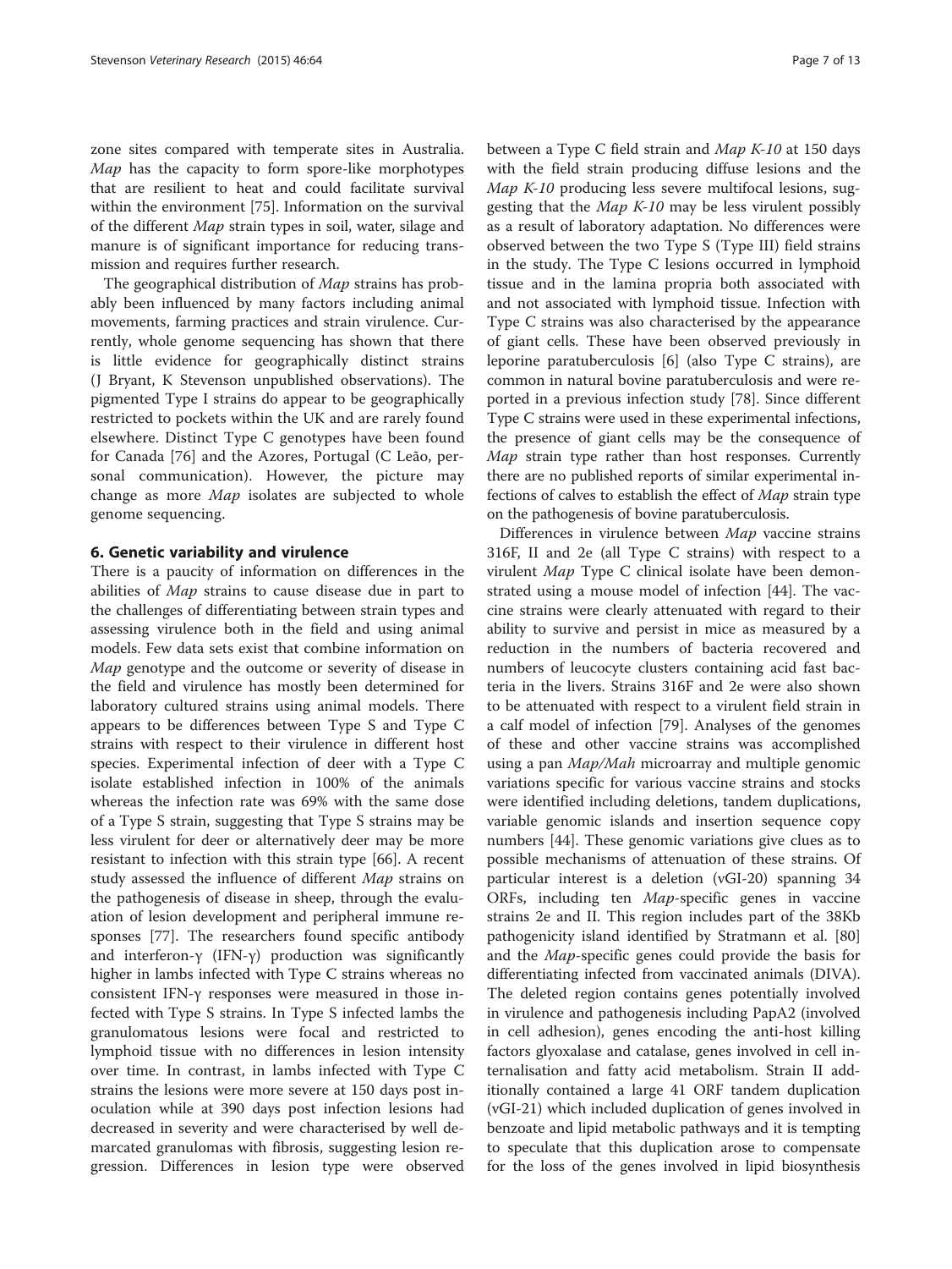zone sites compared with temperate sites in Australia. *Map* has the capacity to form spore-like morphotypes that are resilient to heat and could facilitate survival within the environment [75]. Information on the survival of the different *Map* strain types in soil, water, silage and manure is of significant importance for reducing transmission and requires further research.

The geographical distribution of *Map* strains has probably been influenced by many factors including animal movements, farming practices and strain virulence. Currently, whole genome sequencing has shown that there is little evidence for geographically distinct strains (J Bryant, K Stevenson unpublished observations). The pigmented Type I strains do appear to be geographically restricted to pockets within the UK and are rarely found elsewhere. Distinct Type C genotypes have been found for Canada [76] and the Azores, Portugal (C Leão, personal communication). However, the picture may change as more *Map* isolates are subjected to whole genome sequencing.

## 6. Genetic variability and virulence

There is a paucity of information on differences in the abilities of *Map* strains to cause disease due in part to the challenges of differentiating between strain types and assessing virulence both in the field and using animal models. Few data sets exist that combine information on *Map* genotype and the outcome or severity of disease in the field and virulence has mostly been determined for laboratory cultured strains using animal models. There appears to be differences between Type S and Type C strains with respect to their virulence in different host species. Experimental infection of deer with a Type C isolate established infection in 100% of the animals whereas the infection rate was 69% with the same dose of a Type S strain, suggesting that Type S strains may be less virulent for deer or alternatively deer may be more resistant to infection with this strain type [66]. A recent study assessed the influence of different *Map* strains on the pathogenesis of disease in sheep, through the evaluation of lesion development and peripheral immune responses [77]. The researchers found specific antibody and interferon-γ (IFN-γ) production was significantly higher in lambs infected with Type C strains whereas no consistent IFN-γ responses were measured in those infected with Type S strains. In Type S infected lambs the granulomatous lesions were focal and restricted to lymphoid tissue with no differences in lesion intensity over time. In contrast, in lambs infected with Type C strains the lesions were more severe at 150 days post inoculation while at 390 days post infection lesions had decreased in severity and were characterised by well demarcated granulomas with fibrosis, suggesting lesion regression. Differences in lesion type were observed between a Type C field strain and *Map K-10* at 150 days with the field strain producing diffuse lesions and the *Map K-10* producing less severe multifocal lesions, suggesting that the *Map K-10* may be less virulent possibly as a result of laboratory adaptation. No differences were observed between the two Type S (Type III) field strains in the study. The Type C lesions occurred in lymphoid tissue and in the lamina propria both associated with and not associated with lymphoid tissue. Infection with Type C strains was also characterised by the appearance of giant cells. These have been observed previously in leporine paratuberculosis [6] (also Type C strains), are common in natural bovine paratuberculosis and were reported in a previous infection study [78]. Since different Type C strains were used in these experimental infections, the presence of giant cells may be the consequence of *Map* strain type rather than host responses. Currently there are no published reports of similar experimental infections of calves to establish the effect of *Map* strain type on the pathogenesis of bovine paratuberculosis.

Differences in virulence between *Map* vaccine strains 316F, II and 2e (all Type C strains) with respect to a virulent *Map* Type C clinical isolate have been demonstrated using a mouse model of infection [44]. The vaccine strains were clearly attenuated with regard to their ability to survive and persist in mice as measured by a reduction in the numbers of bacteria recovered and numbers of leucocyte clusters containing acid fast bacteria in the livers. Strains 316F and 2e were also shown to be attenuated with respect to a virulent field strain in a calf model of infection [79]. Analyses of the genomes of these and other vaccine strains was accomplished using a pan *Map/Mah* microarray and multiple genomic variations specific for various vaccine strains and stocks were identified including deletions, tandem duplications, variable genomic islands and insertion sequence copy numbers [44]. These genomic variations give clues as to possible mechanisms of attenuation of these strains. Of particular interest is a deletion (vGI-20) spanning 34 ORFs, including ten *Map*-specific genes in vaccine strains 2e and II. This region includes part of the 38Kb pathogenicity island identified by Stratmann et al. [80] and the *Map*-specific genes could provide the basis for differentiating infected from vaccinated animals (DIVA). The deleted region contains genes potentially involved in virulence and pathogenesis including PapA2 (involved in cell adhesion), genes encoding the anti-host killing factors glyoxalase and catalase, genes involved in cell internalisation and fatty acid metabolism. Strain II additionally contained a large 41 ORF tandem duplication (vGI-21) which included duplication of genes involved in benzoate and lipid metabolic pathways and it is tempting to speculate that this duplication arose to compensate for the loss of the genes involved in lipid biosynthesis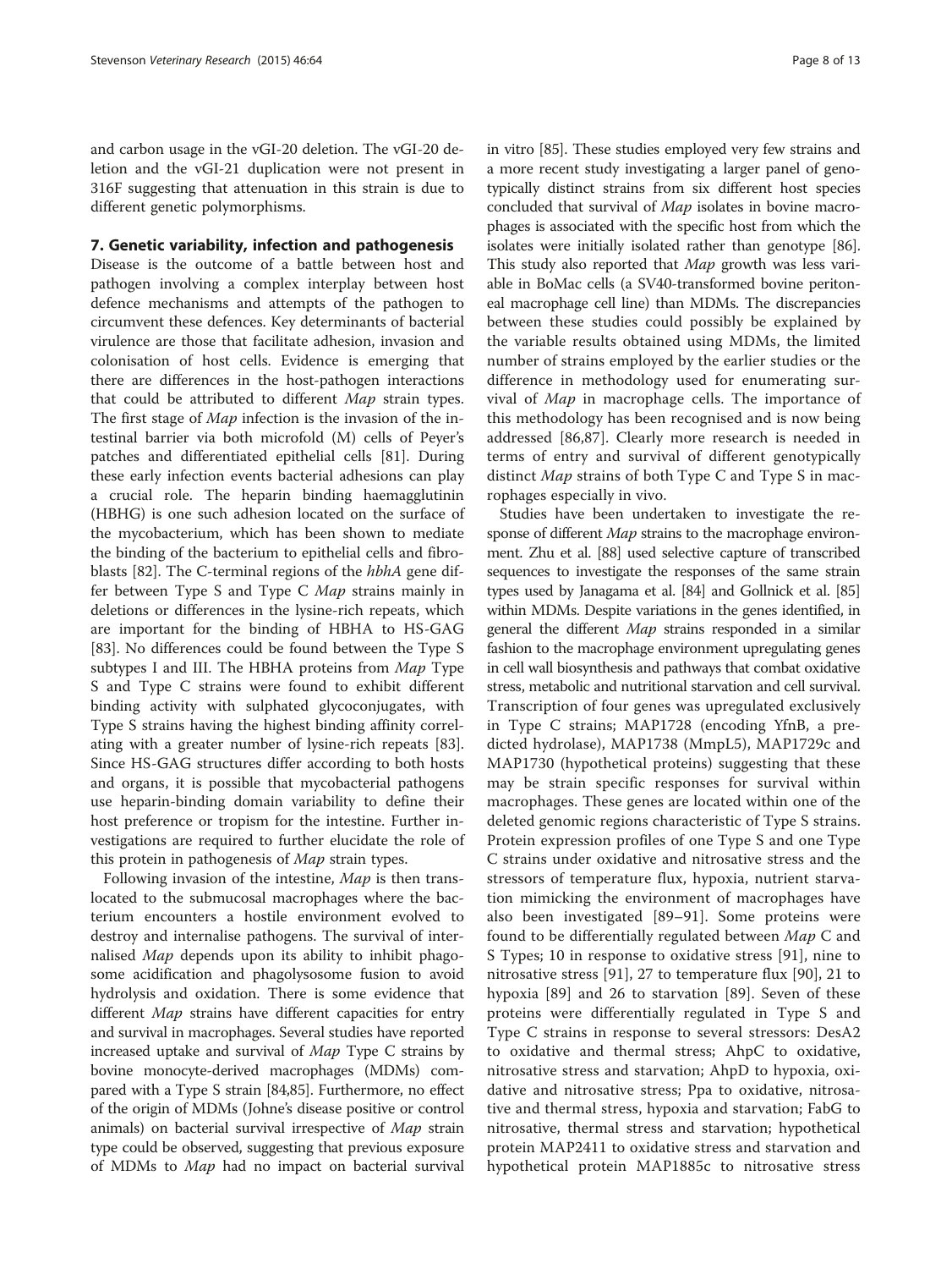and carbon usage in the vGI-20 deletion. The vGI-20 deletion and the vGI-21 duplication were not present in 316F suggesting that attenuation in this strain is due to different genetic polymorphisms.

## 7. Genetic variability, infection and pathogenesis

Disease is the outcome of a battle between host and pathogen involving a complex interplay between host defence mechanisms and attempts of the pathogen to circumvent these defences. Key determinants of bacterial virulence are those that facilitate adhesion, invasion and colonisation of host cells. Evidence is emerging that there are differences in the host-pathogen interactions that could be attributed to different *Map* strain types. The first stage of *Map* infection is the invasion of the intestinal barrier via both microfold (M) cells of Peyer's patches and differentiated epithelial cells [81]. During these early infection events bacterial adhesions can play a crucial role. The heparin binding haemagglutinin (HBHG) is one such adhesion located on the surface of the mycobacterium, which has been shown to mediate the binding of the bacterium to epithelial cells and fibroblasts [82]. The C-terminal regions of the *hbhA* gene differ between Type S and Type C *Map* strains mainly in deletions or differences in the lysine-rich repeats, which are important for the binding of HBHA to HS-GAG [83]. No differences could be found between the Type S subtypes I and III. The HBHA proteins from *Map* Type S and Type C strains were found to exhibit different binding activity with sulphated glycoconjugates, with Type S strains having the highest binding affinity correlating with a greater number of lysine-rich repeats [83]. Since HS-GAG structures differ according to both hosts and organs, it is possible that mycobacterial pathogens use heparin-binding domain variability to define their host preference or tropism for the intestine. Further investigations are required to further elucidate the role of this protein in pathogenesis of *Map* strain types.

Following invasion of the intestine, *Map* is then translocated to the submucosal macrophages where the bacterium encounters a hostile environment evolved to destroy and internalise pathogens. The survival of internalised *Map* depends upon its ability to inhibit phagosome acidification and phagolysosome fusion to avoid hydrolysis and oxidation. There is some evidence that different *Map* strains have different capacities for entry and survival in macrophages. Several studies have reported increased uptake and survival of *Map* Type C strains by bovine monocyte-derived macrophages (MDMs) compared with a Type S strain [84,85]. Furthermore, no effect of the origin of MDMs (Johne's disease positive or control animals) on bacterial survival irrespective of *Map* strain type could be observed, suggesting that previous exposure of MDMs to *Map* had no impact on bacterial survival in vitro [85]. These studies employed very few strains and a more recent study investigating a larger panel of genotypically distinct strains from six different host species concluded that survival of *Map* isolates in bovine macrophages is associated with the specific host from which the isolates were initially isolated rather than genotype [86]. This study also reported that *Map* growth was less variable in BoMac cells (a SV40-transformed bovine peritoneal macrophage cell line) than MDMs. The discrepancies between these studies could possibly be explained by the variable results obtained using MDMs, the limited number of strains employed by the earlier studies or the difference in methodology used for enumerating survival of *Map* in macrophage cells. The importance of this methodology has been recognised and is now being addressed [86,87]. Clearly more research is needed in terms of entry and survival of different genotypically distinct *Map* strains of both Type C and Type S in macrophages especially in vivo.

Studies have been undertaken to investigate the response of different *Map* strains to the macrophage environment. Zhu et al. [88] used selective capture of transcribed sequences to investigate the responses of the same strain types used by Janagama et al. [84] and Gollnick et al. [85] within MDMs. Despite variations in the genes identified, in general the different *Map* strains responded in a similar fashion to the macrophage environment upregulating genes in cell wall biosynthesis and pathways that combat oxidative stress, metabolic and nutritional starvation and cell survival. Transcription of four genes was upregulated exclusively in Type C strains; MAP1728 (encoding YfnB, a predicted hydrolase), MAP1738 (MmpL5), MAP1729c and MAP1730 (hypothetical proteins) suggesting that these may be strain specific responses for survival within macrophages. These genes are located within one of the deleted genomic regions characteristic of Type S strains. Protein expression profiles of one Type S and one Type C strains under oxidative and nitrosative stress and the stressors of temperature flux, hypoxia, nutrient starvation mimicking the environment of macrophages have also been investigated [89–91]. Some proteins were found to be differentially regulated between *Map* C and S Types; 10 in response to oxidative stress [91], nine to nitrosative stress [91], 27 to temperature flux [90], 21 to hypoxia [89] and 26 to starvation [89]. Seven of these proteins were differentially regulated in Type S and Type C strains in response to several stressors: DesA2 to oxidative and thermal stress; AhpC to oxidative, nitrosative stress and starvation; AhpD to hypoxia, oxidative and nitrosative stress; Ppa to oxidative, nitrosative and thermal stress, hypoxia and starvation; FabG to nitrosative, thermal stress and starvation; hypothetical protein MAP2411 to oxidative stress and starvation and hypothetical protein MAP1885c to nitrosative stress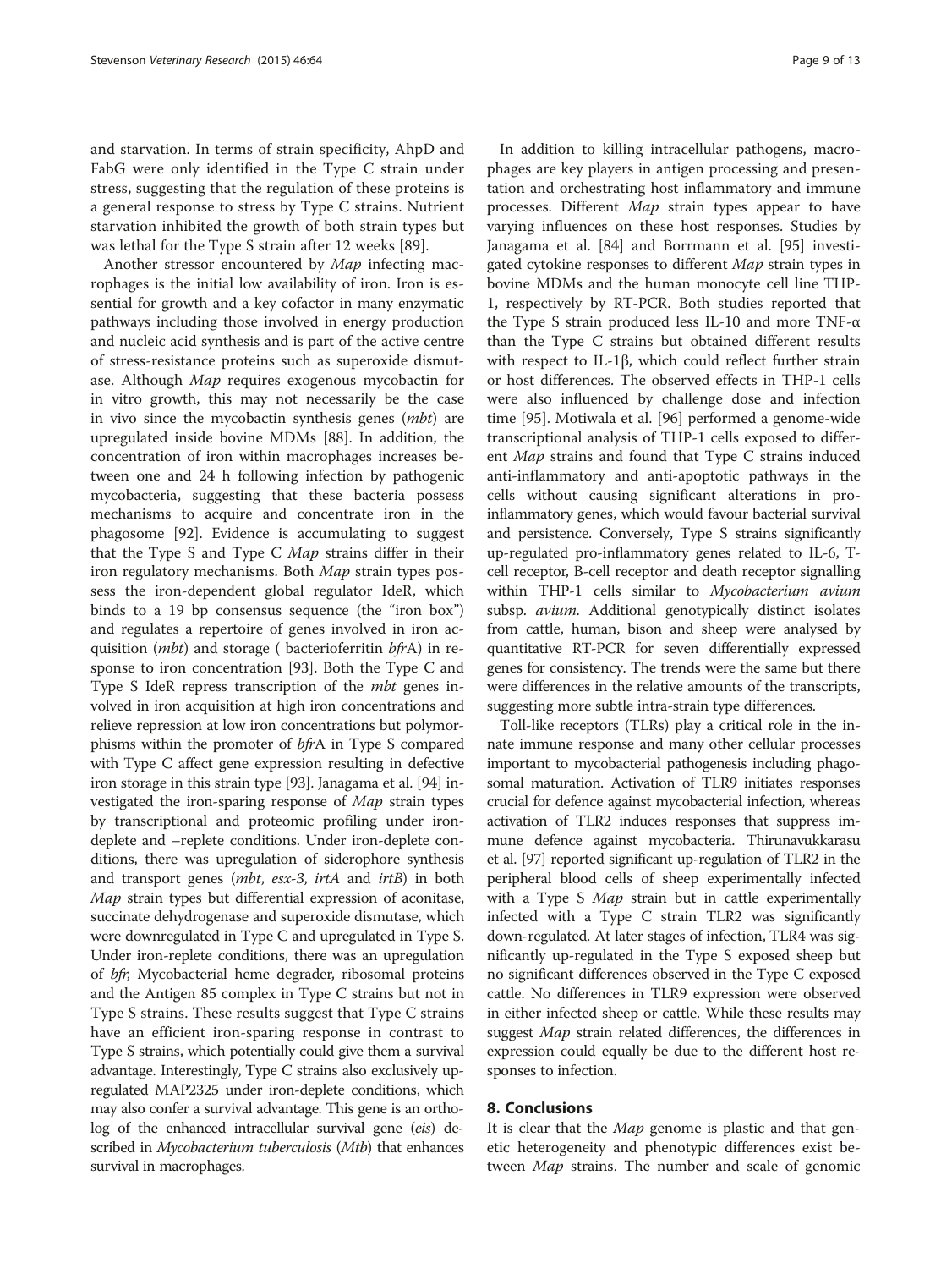and starvation. In terms of strain specificity, AhpD and FabG were only identified in the Type C strain under stress, suggesting that the regulation of these proteins is a general response to stress by Type C strains. Nutrient starvation inhibited the growth of both strain types but was lethal for the Type S strain after 12 weeks [89].

Another stressor encountered by *Map* infecting macrophages is the initial low availability of iron. Iron is essential for growth and a key cofactor in many enzymatic pathways including those involved in energy production and nucleic acid synthesis and is part of the active centre of stress-resistance proteins such as superoxide dismutase. Although *Map* requires exogenous mycobactin for in vitro growth, this may not necessarily be the case in vivo since the mycobactin synthesis genes (*mbt*) are upregulated inside bovine MDMs [88]. In addition, the concentration of iron within macrophages increases between one and 24 h following infection by pathogenic mycobacteria, suggesting that these bacteria possess mechanisms to acquire and concentrate iron in the phagosome [92]. Evidence is accumulating to suggest that the Type S and Type C *Map* strains differ in their iron regulatory mechanisms. Both *Map* strain types possess the iron-dependent global regulator IdeR, which binds to a 19 bp consensus sequence (the "iron box") and regulates a repertoire of genes involved in iron acquisition (*mbt*) and storage ( bacterioferritin *bfr*A) in response to iron concentration [93]. Both the Type C and Type S IdeR repress transcription of the *mbt* genes involved in iron acquisition at high iron concentrations and relieve repression at low iron concentrations but polymorphisms within the promoter of *bfr*A in Type S compared with Type C affect gene expression resulting in defective iron storage in this strain type [93]. Janagama et al. [94] investigated the iron-sparing response of *Map* strain types by transcriptional and proteomic profiling under iron-deplete and –replete conditions. Under iron-deplete conditions, there was upregulation of siderophore synthesis and transport genes (*mbt*, *esx-3*, *irtA* and *irtB*) in both *Map* strain types but differential expression of aconitase, succinate dehydrogenase and superoxide dismutase, which were downregulated in Type C and upregulated in Type S. Under iron-replete conditions, there was an upregulation of *bfr*, Mycobacterial heme degrader, ribosomal proteins and the Antigen 85 complex in Type C strains but not in Type S strains. These results suggest that Type C strains have an efficient iron-sparing response in contrast to Type S strains, which potentially could give them a survival advantage. Interestingly, Type C strains also exclusively upregulated MAP2325 under iron-deplete conditions, which may also confer a survival advantage. This gene is an ortholog of the enhanced intracellular survival gene (*eis*) described in *Mycobacterium tuberculosis* (*Mtb*) that enhances survival in macrophages.

In addition to killing intracellular pathogens, macrophages are key players in antigen processing and presentation and orchestrating host inflammatory and immune processes. Different *Map* strain types appear to have varying influences on these host responses. Studies by Janagama et al. [84] and Borrmann et al. [95] investigated cytokine responses to different *Map* strain types in bovine MDMs and the human monocyte cell line THP-1, respectively by RT-PCR. Both studies reported that the Type S strain produced less IL-10 and more TNF-α than the Type C strains but obtained different results with respect to IL-1β, which could reflect further strain or host differences. The observed effects in THP-1 cells were also influenced by challenge dose and infection time [95]. Motiwala et al. [96] performed a genome-wide transcriptional analysis of THP-1 cells exposed to different *Map* strains and found that Type C strains induced anti-inflammatory and anti-apoptotic pathways in the cells without causing significant alterations in pro-inflammatory genes, which would favour bacterial survival and persistence. Conversely, Type S strains significantly up-regulated pro-inflammatory genes related to IL-6, T-cell receptor, B-cell receptor and death receptor signalling within THP-1 cells similar to *Mycobacterium avium* subsp. *avium*. Additional genotypically distinct isolates from cattle, human, bison and sheep were analysed by quantitative RT-PCR for seven differentially expressed genes for consistency. The trends were the same but there were differences in the relative amounts of the transcripts, suggesting more subtle intra-strain type differences.

Toll-like receptors (TLRs) play a critical role in the innate immune response and many other cellular processes important to mycobacterial pathogenesis including phagosomal maturation. Activation of TLR9 initiates responses crucial for defence against mycobacterial infection, whereas activation of TLR2 induces responses that suppress immune defence against mycobacteria. Thirunavukkarasu et al. [97] reported significant up-regulation of TLR2 in the peripheral blood cells of sheep experimentally infected with a Type S *Map* strain but in cattle experimentally infected with a Type C strain TLR2 was significantly down-regulated. At later stages of infection, TLR4 was significantly up-regulated in the Type S exposed sheep but no significant differences observed in the Type C exposed cattle. No differences in TLR9 expression were observed in either infected sheep or cattle. While these results may suggest *Map* strain related differences, the differences in expression could equally be due to the different host responses to infection.

## 8. Conclusions

It is clear that the *Map* genome is plastic and that genetic heterogeneity and phenotypic differences exist between *Map* strains. The number and scale of genomic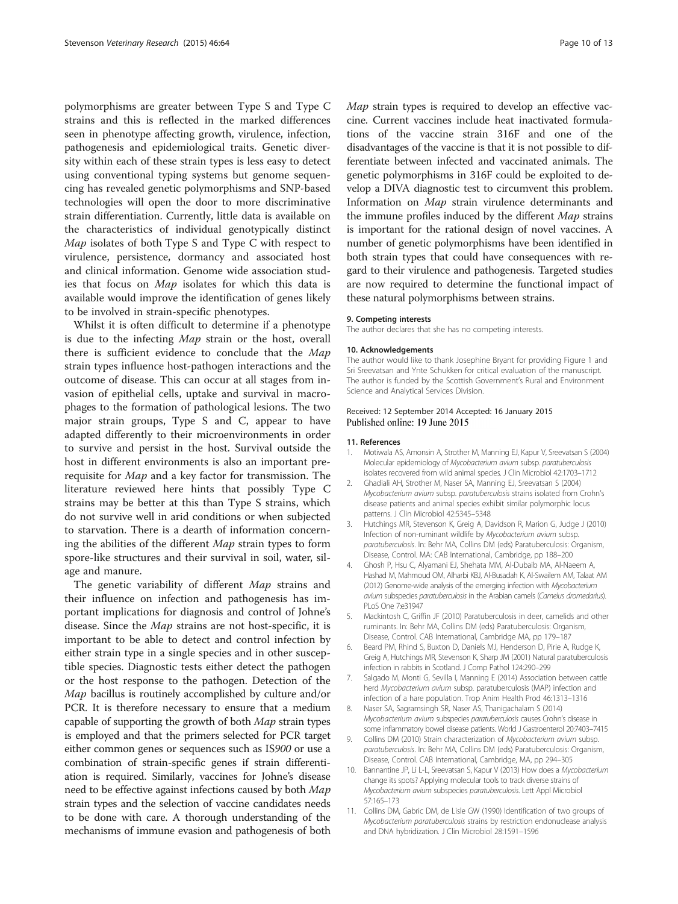polymorphisms are greater between Type S and Type C strains and this is reflected in the marked differences seen in phenotype affecting growth, virulence, infection, pathogenesis and epidemiological traits. Genetic diversity within each of these strain types is less easy to detect using conventional typing systems but genome sequencing has revealed genetic polymorphisms and SNP-based technologies will open the door to more discriminative strain differentiation. Currently, little data is available on the characteristics of individual genotypically distinct *Map* isolates of both Type S and Type C with respect to virulence, persistence, dormancy and associated host and clinical information. Genome wide association studies that focus on *Map* isolates for which this data is available would improve the identification of genes likely to be involved in strain-specific phenotypes.

Whilst it is often difficult to determine if a phenotype is due to the infecting *Map* strain or the host, overall there is sufficient evidence to conclude that the *Map* strain types influence host-pathogen interactions and the outcome of disease. This can occur at all stages from invasion of epithelial cells, uptake and survival in macrophages to the formation of pathological lesions. The two major strain groups, Type S and C, appear to have adapted differently to their microenvironments in order to survive and persist in the host. Survival outside the host in different environments is also an important prerequisite for *Map* and a key factor for transmission. The literature reviewed here hints that possibly Type C strains may be better at this than Type S strains, which do not survive well in arid conditions or when subjected to starvation. There is a dearth of information concerning the abilities of the different *Map* strain types to form spore-like structures and their survival in soil, water, silage and manure.

The genetic variability of different *Map* strains and their influence on infection and pathogenesis has important implications for diagnosis and control of Johne's disease. Since the *Map* strains are not host-specific, it is important to be able to detect and control infection by either strain type in a single species and in other susceptible species. Diagnostic tests either detect the pathogen or the host response to the pathogen. Detection of the *Map* bacillus is routinely accomplished by culture and/or PCR. It is therefore necessary to ensure that a medium capable of supporting the growth of both *Map* strain types is employed and that the primers selected for PCR target either common genes or sequences such as IS*900* or use a combination of strain-specific genes if strain differentiation is required. Similarly, vaccines for Johne's disease need to be effective against infections caused by both *Map* strain types and the selection of vaccine candidates needs to be done with care. A thorough understanding of the mechanisms of immune evasion and pathogenesis of both *Map* strain types is required to develop an effective vaccine. Current vaccines include heat inactivated formulations of the vaccine strain 316F and one of the disadvantages of the vaccine is that it is not possible to differentiate between infected and vaccinated animals. The genetic polymorphisms in 316F could be exploited to develop a DIVA diagnostic test to circumvent this problem. Information on *Map* strain virulence determinants and the immune profiles induced by the different *Map* strains is important for the rational design of novel vaccines. A number of genetic polymorphisms have been identified in both strain types that could have consequences with regard to their virulence and pathogenesis. Targeted studies are now required to determine the functional impact of these natural polymorphisms between strains.

## 9. Competing interests

The author declares that she has no competing interests.

## 10. Acknowledgements

The author would like to thank Josephine Bryant for providing Figure 1 and Sri Sreevatsan and Ynte Schukken for critical evaluation of the manuscript. The author is funded by the Scottish Government's Rural and Environment Science and Analytical Services Division.

Received: 12 September 2014 Accepted: 16 January 2015
Published online: 19 June 2015

## 11. References

1. Motiwala AS, Amonsin A, Strother M, Manning EJ, Kapur V, Sreevatsan S (2004) Molecular epidemiology of *Mycobacterium avium* subsp. *paratuberculosis* isolates recovered from wild animal species. J Clin Microbiol 42:1703–1712
2. Ghadiali AH, Strother M, Naser SA, Manning EJ, Sreevatsan S (2004) *Mycobacterium avium* subsp. *paratuberculosis* strains isolated from Crohn's disease patients and animal species exhibit similar polymorphic locus patterns. J Clin Microbiol 42:5345–5348
3. Hutchings MR, Stevenson K, Greig A, Davidson R, Marion G, Judge J (2010) Infection of non-ruminant wildlife by *Mycobacterium avium* subsp. *paratuberculosis*. In: Behr MA, Collins DM (eds) Paratuberculosis: Organism, Disease, Control. MA: CAB International, Cambridge, pp 188–200
4. Ghosh P, Hsu C, Alyamani EJ, Shehata MM, Al-Dubaib MA, Al-Naeem A, Hashad M, Mahmoud OM, Alharbi KBJ, Al-Busadah K, Al-Swailem AM, Talaat AM (2012) Genome-wide analysis of the emerging infection with *Mycobacterium avium* subspecies *paratuberculosis* in the Arabian camels (*Camelus dromedarius*). PLoS One 7:e31947
5. Mackintosh C, Griffin JF (2010) Paratuberculosis in deer, camelids and other ruminants. In: Behr MA, Collins DM (eds) Paratuberculosis: Organism, Disease, Control. CAB International, Cambridge MA, pp 179–187
6. Beard PM, Rhind S, Buxton D, Daniels MJ, Henderson D, Pirie A, Rudge K, Greig A, Hutchings MR, Stevenson K, Sharp JM (2001) Natural paratuberculosis infection in rabbits in Scotland. J Comp Pathol 124:290–299
7. Salgado M, Monti G, Sevilla I, Manning E (2014) Association between cattle herd *Mycobacterium avium* subsp. paratuberculosis (MAP) infection and infection of a hare population. Trop Anim Health Prod 46:1313–1316
8. Naser SA, Sagramsingh SR, Naser AS, Thanigachalam S (2014) *Mycobacterium avium* subspecies *paratuberculosis* causes Crohn's disease in some inflammatory bowel disease patients. World J Gastroenterol 20:7403–7415
9. Collins DM (2010) Strain characterization of *Mycobacterium avium* subsp. *paratuberculosis*. In: Behr MA, Collins DM (eds) Paratuberculosis: Organism, Disease, Control. CAB International, Cambridge, MA, pp 294–305
10. Bannantine JP, Li L-L, Sreevatsan S, Kapur V (2013) How does a *Mycobacterium* change its spots? Applying molecular tools to track diverse strains of *Mycobacterium avium* subspecies *paratuberculosis*. Lett Appl Microbiol 57:165–173
11. Collins DM, Gabric DM, de Lisle GW (1990) Identification of two groups of *Mycobacterium paratuberculosis* strains by restriction endonuclease analysis and DNA hybridization. J Clin Microbiol 28:1591–1596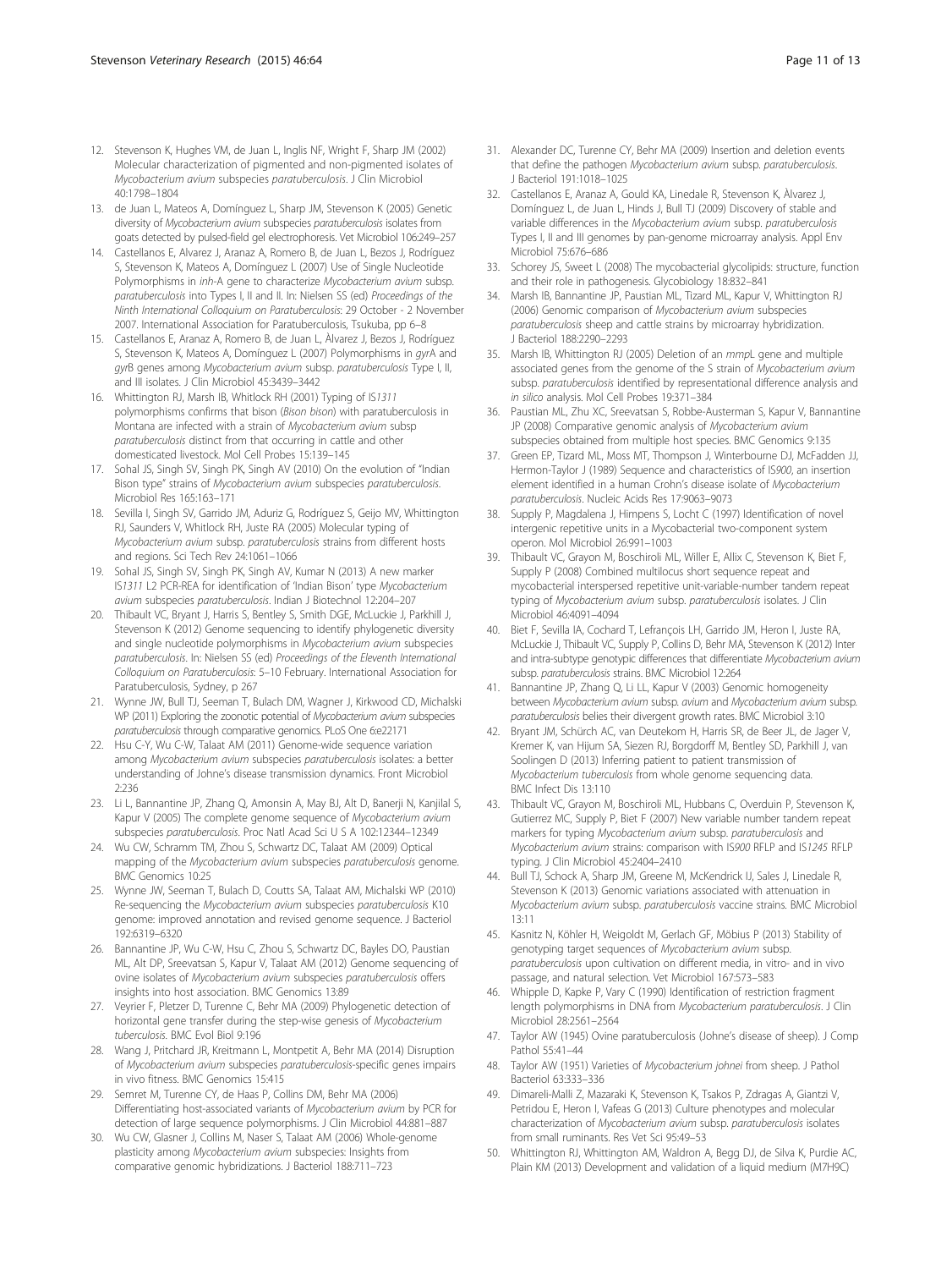12. Stevenson K, Hughes VM, de Juan L, Inglis NF, Wright F, Sharp JM (2002) Molecular characterization of pigmented and non-pigmented isolates of *Mycobacterium avium* subspecies *paratuberculosis*. J Clin Microbiol 40:1798–1804
13. de Juan L, Mateos A, Domínguez L, Sharp JM, Stevenson K (2005) Genetic diversity of *Mycobacterium avium* subspecies *paratuberculosis* isolates from goats detected by pulsed-field gel electrophoresis. Vet Microbiol 106:249–257
14. Castellanos E, Alvarez J, Aranaz A, Romero B, de Juan L, Bezos J, Rodríguez S, Stevenson K, Mateos A, Domínguez L (2007) Use of Single Nucleotide Polymorphisms in *inh*-A gene to characterize *Mycobacterium avium* subsp. *paratuberculosis* into Types I, II and II. In: Nielsen SS (ed) *Proceedings of the Ninth International Colloquium on Paratuberculosis*: 29 October - 2 November 2007. International Association for Paratuberculosis, Tsukuba, pp 6–8
15. Castellanos E, Aranaz A, Romero B, de Juan L, Àlvarez J, Bezos J, Rodríguez S, Stevenson K, Mateos A, Domínguez L (2007) Polymorphisms in *gyr*A and *gyr*B genes among *Mycobacterium avium* subsp. *paratuberculosis* Type I, II, and III isolates. J Clin Microbiol 45:3439–3442
16. Whittington RJ, Marsh IB, Whitlock RH (2001) Typing of IS*1311* polymorphisms confirms that bison (*Bison bison*) with paratuberculosis in Montana are infected with a strain of *Mycobacterium avium* subsp *paratuberculosis* distinct from that occurring in cattle and other domesticated livestock. Mol Cell Probes 15:139–145
17. Sohal JS, Singh SV, Singh PK, Singh AV (2010) On the evolution of "Indian Bison type" strains of *Mycobacterium avium* subspecies *paratuberculosis*. Microbiol Res 165:163–171
18. Sevilla I, Singh SV, Garrido JM, Aduriz G, Rodríguez S, Geijo MV, Whittington RJ, Saunders V, Whitlock RH, Juste RA (2005) Molecular typing of *Mycobacterium avium* subsp. *paratuberculosis* strains from different hosts and regions. Sci Tech Rev 24:1061–1066
19. Sohal JS, Singh SV, Singh PK, Singh AV, Kumar N (2013) A new marker IS*1311* L2 PCR-REA for identification of 'Indian Bison' type *Mycobacterium avium* subspecies *paratuberculosis*. Indian J Biotechnol 12:204–207
20. Thibault VC, Bryant J, Harris S, Bentley S, Smith DGE, McLuckie J, Parkhill J, Stevenson K (2012) Genome sequencing to identify phylogenetic diversity and single nucleotide polymorphisms in *Mycobacterium avium* subspecies *paratuberculosis*. In: Nielsen SS (ed) *Proceedings of the Eleventh International Colloquium on Paratuberculosis*: 5–10 February. International Association for Paratuberculosis, Sydney, p 267
21. Wynne JW, Bull TJ, Seeman T, Bulach DM, Wagner J, Kirkwood CD, Michalski WP (2011) Exploring the zoonotic potential of *Mycobacterium avium* subspecies *paratuberculosis* through comparative genomics. PLoS One 6:e22171
22. Hsu C-Y, Wu C-W, Talaat AM (2011) Genome-wide sequence variation among *Mycobacterium avium* subspecies *paratuberculosis* isolates: a better understanding of Johne's disease transmission dynamics. Front Microbiol 2:236
23. Li L, Bannantine JP, Zhang Q, Amonsin A, May BJ, Alt D, Banerji N, Kanjilal S, Kapur V (2005) The complete genome sequence of *Mycobacterium avium* subspecies *paratuberculosis*. Proc Natl Acad Sci U S A 102:12344–12349
24. Wu CW, Schramm TM, Zhou S, Schwartz DC, Talaat AM (2009) Optical mapping of the *Mycobacterium avium* subspecies *paratuberculosis* genome. BMC Genomics 10:25
25. Wynne JW, Seeman T, Bulach D, Coutts SA, Talaat AM, Michalski WP (2010) Re-sequencing the *Mycobacterium avium* subspecies *paratuberculosis* K10 genome: improved annotation and revised genome sequence. J Bacteriol 192:6319–6320
26. Bannantine JP, Wu C-W, Hsu C, Zhou S, Schwartz DC, Bayles DO, Paustian ML, Alt DP, Sreevatsan S, Kapur V, Talaat AM (2012) Genome sequencing of ovine isolates of *Mycobacterium avium* subspecies *paratuberculosis* offers insights into host association. BMC Genomics 13:89
27. Veyrier F, Pletzer D, Turenne C, Behr MA (2009) Phylogenetic detection of horizontal gene transfer during the step-wise genesis of *Mycobacterium tuberculosis*. BMC Evol Biol 9:196
28. Wang J, Pritchard JR, Kreitmann L, Montpetit A, Behr MA (2014) Disruption of *Mycobacterium avium* subspecies *paratuberculosis*-specific genes impairs in vivo fitness. BMC Genomics 15:415
29. Semret M, Turenne CY, de Haas P, Collins DM, Behr MA (2006) Differentiating host-associated variants of *Mycobacterium avium* by PCR for detection of large sequence polymorphisms. J Clin Microbiol 44:881–887
30. Wu CW, Glasner J, Collins M, Naser S, Talaat AM (2006) Whole-genome plasticity among *Mycobacterium avium* subspecies: Insights from comparative genomic hybridizations. J Bacteriol 188:711–723
31. Alexander DC, Turenne CY, Behr MA (2009) Insertion and deletion events that define the pathogen *Mycobacterium avium* subsp. *paratuberculosis*. J Bacteriol 191:1018–1025
32. Castellanos E, Aranaz A, Gould KA, Linedale R, Stevenson K, Àlvarez J, Domínguez L, de Juan L, Hinds J, Bull TJ (2009) Discovery of stable and variable differences in the *Mycobacterium avium* subsp. *paratuberculosis* Types I, II and III genomes by pan-genome microarray analysis. Appl Env Microbiol 75:676–686
33. Schorey JS, Sweet L (2008) The mycobacterial glycolipids: structure, function and their role in pathogenesis. Glycobiology 18:832–841
34. Marsh IB, Bannantine JP, Paustian ML, Tizard ML, Kapur V, Whittington RJ (2006) Genomic comparison of *Mycobacterium avium* subspecies *paratuberculosis* sheep and cattle strains by microarray hybridization. J Bacteriol 188:2290–2293
35. Marsh IB, Whittington RJ (2005) Deletion of an *mmp*L gene and multiple associated genes from the genome of the S strain of *Mycobacterium avium* subsp. *paratuberculosis* identified by representational difference analysis and *in silico* analysis. Mol Cell Probes 19:371–384
36. Paustian ML, Zhu XC, Sreevatsan S, Robbe-Austerman S, Kapur V, Bannantine JP (2008) Comparative genomic analysis of *Mycobacterium avium* subspecies obtained from multiple host species. BMC Genomics 9:135
37. Green EP, Tizard ML, Moss MT, Thompson J, Winterbourne DJ, McFadden JJ, Hermon-Taylor J (1989) Sequence and characteristics of IS*900*, an insertion element identified in a human Crohn's disease isolate of *Mycobacterium paratuberculosis*. Nucleic Acids Res 17:9063–9073
38. Supply P, Magdalena J, Himpens S, Locht C (1997) Identification of novel intergenic repetitive units in a Mycobacterial two-component system operon. Mol Microbiol 26:991–1003
39. Thibault VC, Grayon M, Boschiroli ML, Willer E, Allix C, Stevenson K, Biet F, Supply P (2008) Combined multilocus short sequence repeat and mycobacterial interspersed repetitive unit-variable-number tandem repeat typing of *Mycobacterium avium* subsp. *paratuberculosis* isolates. J Clin Microbiol 46:4091–4094
40. Biet F, Sevilla IA, Cochard T, Lefrançois LH, Garrido JM, Heron I, Juste RA, McLuckie J, Thibault VC, Supply P, Collins D, Behr MA, Stevenson K (2012) Inter and intra-subtype genotypic differences that differentiate *Mycobacterium avium* subsp. *paratuberculosis* strains. BMC Microbiol 12:264
41. Bannantine JP, Zhang Q, Li LL, Kapur V (2003) Genomic homogeneity between *Mycobacterium avium* subsp. *avium* and *Mycobacterium avium* subsp. *paratuberculosis* belies their divergent growth rates. BMC Microbiol 3:10
42. Bryant JM, Schürch AC, van Deutekom H, Harris SR, de Beer JL, de Jager V, Kremer K, van Hijum SA, Siezen RJ, Borgdorff M, Bentley SD, Parkhill J, van Soolingen D (2013) Inferring patient to patient transmission of *Mycobacterium tuberculosis* from whole genome sequencing data. BMC Infect Dis 13:110
43. Thibault VC, Grayon M, Boschiroli ML, Hubbans C, Overduin P, Stevenson K, Gutierrez MC, Supply P, Biet F (2007) New variable number tandem repeat markers for typing *Mycobacterium avium* subsp. *paratuberculosis* and *Mycobacterium avium* strains: comparison with IS*900* RFLP and IS*1245* RFLP typing. J Clin Microbiol 45:2404–2410
44. Bull TJ, Schock A, Sharp JM, Greene M, McKendrick IJ, Sales J, Linedale R, Stevenson K (2013) Genomic variations associated with attenuation in *Mycobacterium avium* subsp. *paratuberculosis* vaccine strains. BMC Microbiol 13:11
45. Kasnitz N, Köhler H, Weigoldt M, Gerlach GF, Möbius P (2013) Stability of genotyping target sequences of *Mycobacterium avium* subsp. *paratuberculosis* upon cultivation on different media, in vitro- and in vivo passage, and natural selection. Vet Microbiol 167:573–583
46. Whipple D, Kapke P, Vary C (1990) Identification of restriction fragment length polymorphisms in DNA from *Mycobacterium paratuberculosis*. J Clin Microbiol 28:2561–2564
47. Taylor AW (1945) Ovine paratuberculosis (Johne's disease of sheep). J Comp Pathol 55:41–44
48. Taylor AW (1951) Varieties of *Mycobacterium johnei* from sheep. J Pathol Bacteriol 63:333–336
49. Dimareli-Malli Z, Mazaraki K, Stevenson K, Tsakos P, Zdragas A, Giantzi V, Petridou E, Heron I, Vafeas G (2013) Culture phenotypes and molecular characterization of *Mycobacterium avium* subsp. *paratuberculosis* isolates from small ruminants. Res Vet Sci 95:49–53
50. Whittington RJ, Whittington AM, Waldron A, Begg DJ, de Silva K, Purdie AC, Plain KM (2013) Development and validation of a liquid medium (M7H9C)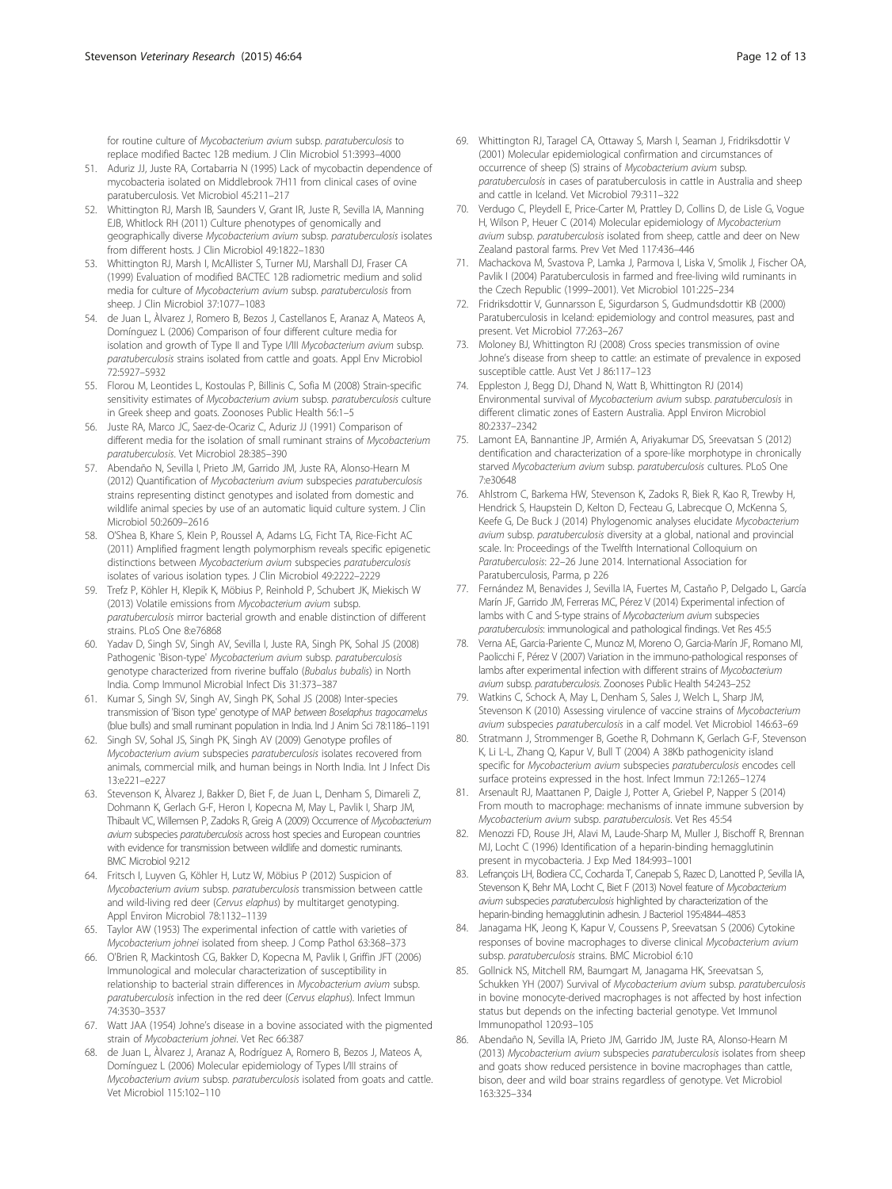for routine culture of *Mycobacterium avium* subsp. *paratuberculosis* to replace modified Bactec 12B medium. J Clin Microbiol 51:3993–4000

51. Aduriz JJ, Juste RA, Cortabarria N (1995) Lack of mycobactin dependence of mycobacteria isolated on Middlebrook 7H11 from clinical cases of ovine paratuberculosis. Vet Microbiol 45:211–217
52. Whittington RJ, Marsh IB, Saunders V, Grant IR, Juste R, Sevilla IA, Manning EJB, Whitlock RH (2011) Culture phenotypes of genomically and geographically diverse *Mycobacterium avium* subsp. *paratuberculosis* isolates from different hosts. J Clin Microbiol 49:1822–1830
53. Whittington RJ, Marsh I, McAllister S, Turner MJ, Marshall DJ, Fraser CA (1999) Evaluation of modified BACTEC 12B radiometric medium and solid media for culture of *Mycobacterium avium* subsp. *paratuberculosis* from sheep. J Clin Microbiol 37:1077–1083
54. de Juan L, Àlvarez J, Romero B, Bezos J, Castellanos E, Aranaz A, Mateos A, Domínguez L (2006) Comparison of four different culture media for isolation and growth of Type II and Type I/III *Mycobacterium avium* subsp. *paratuberculosis* strains isolated from cattle and goats. Appl Env Microbiol 72:5927–5932
55. Florou M, Leontides L, Kostoulas P, Billinis C, Sofia M (2008) Strain-specific sensitivity estimates of *Mycobacterium avium* subsp. *paratuberculosis* culture in Greek sheep and goats. Zoonoses Public Health 56:1–5
56. Juste RA, Marco JC, Saez-de-Ocariz C, Aduriz JJ (1991) Comparison of different media for the isolation of small ruminant strains of *Mycobacterium paratuberculosis*. Vet Microbiol 28:385–390
57. Abendaño N, Sevilla I, Prieto JM, Garrido JM, Juste RA, Alonso-Hearn M (2012) Quantification of *Mycobacterium avium* subspecies *paratuberculosis* strains representing distinct genotypes and isolated from domestic and wildlife animal species by use of an automatic liquid culture system. J Clin Microbiol 50:2609–2616
58. O'Shea B, Khare S, Klein P, Roussel A, Adams LG, Ficht TA, Rice-Ficht AC (2011) Amplified fragment length polymorphism reveals specific epigenetic distinctions between *Mycobacterium avium* subspecies *paratuberculosis* isolates of various isolation types. J Clin Microbiol 49:2222–2229
59. Trefz P, Köhler H, Klepik K, Möbius P, Reinhold P, Schubert JK, Miekisch W (2013) Volatile emissions from *Mycobacterium avium* subsp. *paratuberculosis* mirror bacterial growth and enable distinction of different strains. PLoS One 8:e76868
60. Yadav D, Singh SV, Singh AV, Sevilla I, Juste RA, Singh PK, Sohal JS (2008) Pathogenic 'Bison-type' *Mycobacterium avium* subsp. *paratuberculosis* genotype characterized from riverine buffalo (*Bubalus bubalis*) in North India. Comp Immunol Microbial Infect Dis 31:373–387
61. Kumar S, Singh SV, Singh AV, Singh PK, Sohal JS (2008) Inter-species transmission of 'Bison type' genotype of MAP *between Boselaphus tragocamelus* (blue bulls) and small ruminant population in India. Ind J Anim Sci 78:1186–1191
62. Singh SV, Sohal JS, Singh PK, Singh AV (2009) Genotype profiles of *Mycobacterium avium* subspecies *paratuberculosis* isolates recovered from animals, commercial milk, and human beings in North India. Int J Infect Dis 13:e221–e227
63. Stevenson K, Àlvarez J, Bakker D, Biet F, de Juan L, Denham S, Dimareli Z, Dohmann K, Gerlach G-F, Heron I, Kopecna M, May L, Pavlik I, Sharp JM, Thibault VC, Willemsen P, Zadoks R, Greig A (2009) Occurrence of *Mycobacterium avium* subspecies *paratuberculosis* across host species and European countries with evidence for transmission between wildlife and domestic ruminants. BMC Microbiol 9:212
64. Fritsch I, Luyven G, Köhler H, Lutz W, Möbius P (2012) Suspicion of *Mycobacterium avium* subsp. *paratuberculosis* transmission between cattle and wild-living red deer (*Cervus elaphus*) by multitarget genotyping. Appl Environ Microbiol 78:1132–1139
65. Taylor AW (1953) The experimental infection of cattle with varieties of *Mycobacterium johnei* isolated from sheep. J Comp Pathol 63:368–373
66. O'Brien R, Mackintosh CG, Bakker D, Kopecna M, Pavlik I, Griffin JFT (2006) Immunological and molecular characterization of susceptibility in relationship to bacterial strain differences in *Mycobacterium avium* subsp. *paratuberculosis* infection in the red deer (*Cervus elaphus*). Infect Immun 74:3530–3537
67. Watt JAA (1954) Johne's disease in a bovine associated with the pigmented strain of *Mycobacterium johnei*. Vet Rec 66:387
68. de Juan L, Àlvarez J, Aranaz A, Rodríguez A, Romero B, Bezos J, Mateos A, Domínguez L (2006) Molecular epidemiology of Types I/III strains of *Mycobacterium avium* subsp. *paratuberculosis* isolated from goats and cattle. Vet Microbiol 115:102–110
69. Whittington RJ, Taragel CA, Ottaway S, Marsh I, Seaman J, Fridriksdottir V (2001) Molecular epidemiological confirmation and circumstances of occurrence of sheep (S) strains of *Mycobacterium avium* subsp. *paratuberculosis* in cases of paratuberculosis in cattle in Australia and sheep and cattle in Iceland. Vet Microbiol 79:311–322
70. Verdugo C, Pleydell E, Price-Carter M, Prattley D, Collins D, de Lisle G, Vogue H, Wilson P, Heuer C (2014) Molecular epidemiology of *Mycobacterium avium* subsp. *paratuberculosis* isolated from sheep, cattle and deer on New Zealand pastoral farms. Prev Vet Med 117:436–446
71. Machackova M, Svastova P, Lamka J, Parmova I, Liska V, Smolik J, Fischer OA, Pavlik I (2004) Paratuberculosis in farmed and free-living wild ruminants in the Czech Republic (1999–2001). Vet Microbiol 101:225–234
72. Fridriksdottir V, Gunnarsson E, Sigurdarson S, Gudmundsdottir KB (2000) Paratuberculosis in Iceland: epidemiology and control measures, past and present. Vet Microbiol 77:263–267
73. Moloney BJ, Whittington RJ (2008) Cross species transmission of ovine Johne's disease from sheep to cattle: an estimate of prevalence in exposed susceptible cattle. Aust Vet J 86:117–123
74. Eppleston J, Begg DJ, Dhand N, Watt B, Whittington RJ (2014) Environmental survival of *Mycobacterium avium* subsp. *paratuberculosis* in different climatic zones of Eastern Australia. Appl Environ Microbiol 80:2337–2342
75. Lamont EA, Bannantine JP, Armién A, Ariyakumar DS, Sreevatsan S (2012) dentification and characterization of a spore-like morphotype in chronically starved *Mycobacterium avium* subsp. *paratuberculosis* cultures. PLoS One 7:e30648
76. Ahlstrom C, Barkema HW, Stevenson K, Zadoks R, Biek R, Kao R, Trewby H, Hendrick S, Haupstein D, Kelton D, Fecteau G, Labrecque O, McKenna S, Keefe G, De Buck J (2014) Phylogenomic analyses elucidate *Mycobacterium avium* subsp. *paratuberculosis* diversity at a global, national and provincial scale. In: Proceedings of the Twelfth International Colloquium on *Paratuberculosis*: 22–26 June 2014. International Association for Paratuberculosis, Parma, p 226
77. Fernández M, Benavides J, Sevilla IA, Fuertes M, Castaño P, Delgado L, García Marín JF, Garrido JM, Ferreras MC, Pérez V (2014) Experimental infection of lambs with C and S-type strains of *Mycobacterium avium* subspecies *paratuberculosis*: immunological and pathological findings. Vet Res 45:5
78. Verna AE, Garcia-Pariente C, Munoz M, Moreno O, Garcia-Marin JF, Romano MI, Paolicchi F, Pérez V (2007) Variation in the immuno-pathological responses of lambs after experimental infection with different strains of *Mycobacterium avium* subsp. *paratuberculosis*. Zoonoses Public Health 54:243–252
79. Watkins C, Schock A, May L, Denham S, Sales J, Welch L, Sharp JM, Stevenson K (2010) Assessing virulence of vaccine strains of *Mycobacterium avium* subspecies *paratuberculosis* in a calf model. Vet Microbiol 146:63–69
80. Stratmann J, Strommenger B, Goethe R, Dohmann K, Gerlach G-F, Stevenson K, Li L-L, Zhang Q, Kapur V, Bull T (2004) A 38Kb pathogenicity island specific for *Mycobacterium avium* subspecies *paratuberculosis* encodes cell surface proteins expressed in the host. Infect Immun 72:1265–1274
81. Arsenault RJ, Maattanen P, Daigle J, Potter A, Griebel P, Napper S (2014) From mouth to macrophage: mechanisms of innate immune subversion by *Mycobacterium avium* subsp. *paratuberculosis*. Vet Res 45:54
82. Menozzi FD, Rouse JH, Alavi M, Laude-Sharp M, Muller J, Bischoff R, Brennan MJ, Locht C (1996) Identification of a heparin-binding hemagglutinin present in mycobacteria. J Exp Med 184:993–1001
83. Lefrançois LH, Bodiera CC, Cocharda T, Canepab S, Razec D, Lanotted P, Sevilla IA, Stevenson K, Behr MA, Locht C, Biet F (2013) Novel feature of *Mycobacterium avium* subspecies *paratuberculosis* highlighted by characterization of the heparin-binding hemagglutinin adhesin. J Bacteriol 195:4844–4853
84. Janagama HK, Jeong K, Kapur V, Coussens P, Sreevatsan S (2006) Cytokine responses of bovine macrophages to diverse clinical *Mycobacterium avium* subsp. *paratuberculosis* strains. BMC Microbiol 6:10
85. Gollnick NS, Mitchell RM, Baumgart M, Janagama HK, Sreevatsan S, Schukken YH (2007) Survival of *Mycobacterium avium* subsp. *paratuberculosis* in bovine monocyte-derived macrophages is not affected by host infection status but depends on the infecting bacterial genotype. Vet Immunol Immunopathol 120:93–105
86. Abendaño N, Sevilla IA, Prieto JM, Garrido JM, Juste RA, Alonso-Hearn M (2013) *Mycobacterium avium* subspecies *paratuberculosis* isolates from sheep and goats show reduced persistence in bovine macrophages than cattle, bison, deer and wild boar strains regardless of genotype. Vet Microbiol 163:325–334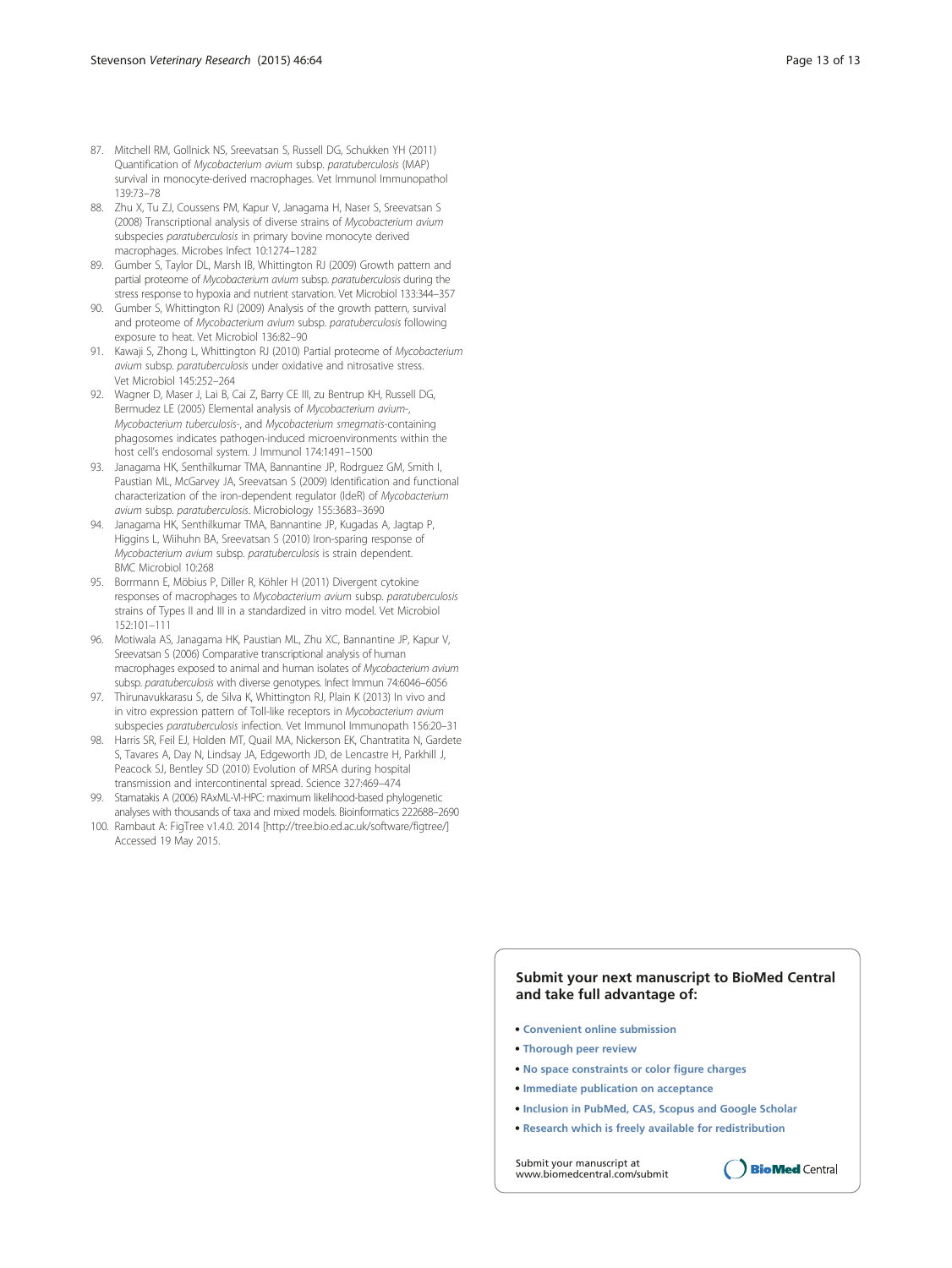87. Mitchell RM, Gollnick NS, Sreevatsan S, Russell DG, Schukken YH (2011) Quantification of *Mycobacterium avium* subsp. *paratuberculosis* (MAP) survival in monocyte-derived macrophages. Vet Immunol Immunopathol 139:73–78
88. Zhu X, Tu ZJ, Coussens PM, Kapur V, Janagama H, Naser S, Sreevatsan S (2008) Transcriptional analysis of diverse strains of *Mycobacterium avium* subspecies *paratuberculosis* in primary bovine monocyte derived macrophages. Microbes Infect 10:1274–1282
89. Gumber S, Taylor DL, Marsh IB, Whittington RJ (2009) Growth pattern and partial proteome of *Mycobacterium avium* subsp. *paratuberculosis* during the stress response to hypoxia and nutrient starvation. Vet Microbiol 133:344–357
90. Gumber S, Whittington RJ (2009) Analysis of the growth pattern, survival and proteome of *Mycobacterium avium* subsp. *paratuberculosis* following exposure to heat. Vet Microbiol 136:82–90
91. Kawaji S, Zhong L, Whittington RJ (2010) Partial proteome of *Mycobacterium avium* subsp. *paratuberculosis* under oxidative and nitrosative stress. Vet Microbiol 145:252–264
92. Wagner D, Maser J, Lai B, Cai Z, Barry CE III, zu Bentrup KH, Russell DG, Bermudez LE (2005) Elemental analysis of *Mycobacterium avium*-, *Mycobacterium tuberculosis*-, and *Mycobacterium smegmatis*-containing phagosomes indicates pathogen-induced microenvironments within the host cell's endosomal system. J Immunol 174:1491–1500
93. Janagama HK, Senthilkumar TMA, Bannantine JP, Rodrguez GM, Smith I, Paustian ML, McGarvey JA, Sreevatsan S (2009) Identification and functional characterization of the iron-dependent regulator (IdeR) of *Mycobacterium avium* subsp. *paratuberculosis*. Microbiology 155:3683–3690
94. Janagama HK, Senthilkumar TMA, Bannantine JP, Kugadas A, Jagtap P, Higgins L, Wiihuhn BA, Sreevatsan S (2010) Iron-sparing response of *Mycobacterium avium* subsp. *paratuberculosis* is strain dependent. BMC Microbiol 10:268
95. Borrmann E, Möbius P, Diller R, Köhler H (2011) Divergent cytokine responses of macrophages to *Mycobacterium avium* subsp. *paratuberculosis* strains of Types II and III in a standardized in vitro model. Vet Microbiol 152:101–111
96. Motiwala AS, Janagama HK, Paustian ML, Zhu XC, Bannantine JP, Kapur V, Sreevatsan S (2006) Comparative transcriptional analysis of human macrophages exposed to animal and human isolates of *Mycobacterium avium* subsp. *paratuberculosis* with diverse genotypes. Infect Immun 74:6046–6056
97. Thirunavukkarasu S, de Silva K, Whittington RJ, Plain K (2013) In vivo and in vitro expression pattern of Toll-like receptors in *Mycobacterium avium* subspecies *paratuberculosis* infection. Vet Immunol Immunopath 156:20–31
98. Harris SR, Feil EJ, Holden MT, Quail MA, Nickerson EK, Chantratita N, Gardete S, Tavares A, Day N, Lindsay JA, Edgeworth JD, de Lencastre H, Parkhill J, Peacock SJ, Bentley SD (2010) Evolution of MRSA during hospital transmission and intercontinental spread. Science 327:469–474
99. Stamatakis A (2006) RAxML-VI-HPC: maximum likelihood-based phylogenetic analyses with thousands of taxa and mixed models. Bioinformatics 222688–2690
100. Rambaut A: FigTree v1.4.0. 2014 [http://tree.bio.ed.ac.uk/software/figtree/] Accessed 19 May 2015.

**Submit your next manuscript to BioMed Central and take full advantage of:**

- **Convenient online submission**
- **Thorough peer review**
- **No space constraints or color figure charges**
- **Immediate publication on acceptance**
- **Inclusion in PubMed, CAS, Scopus and Google Scholar**
- **Research which is freely available for redistribution**

Submit your manuscript at
www.biomedcentral.com/submit

BioMed Central